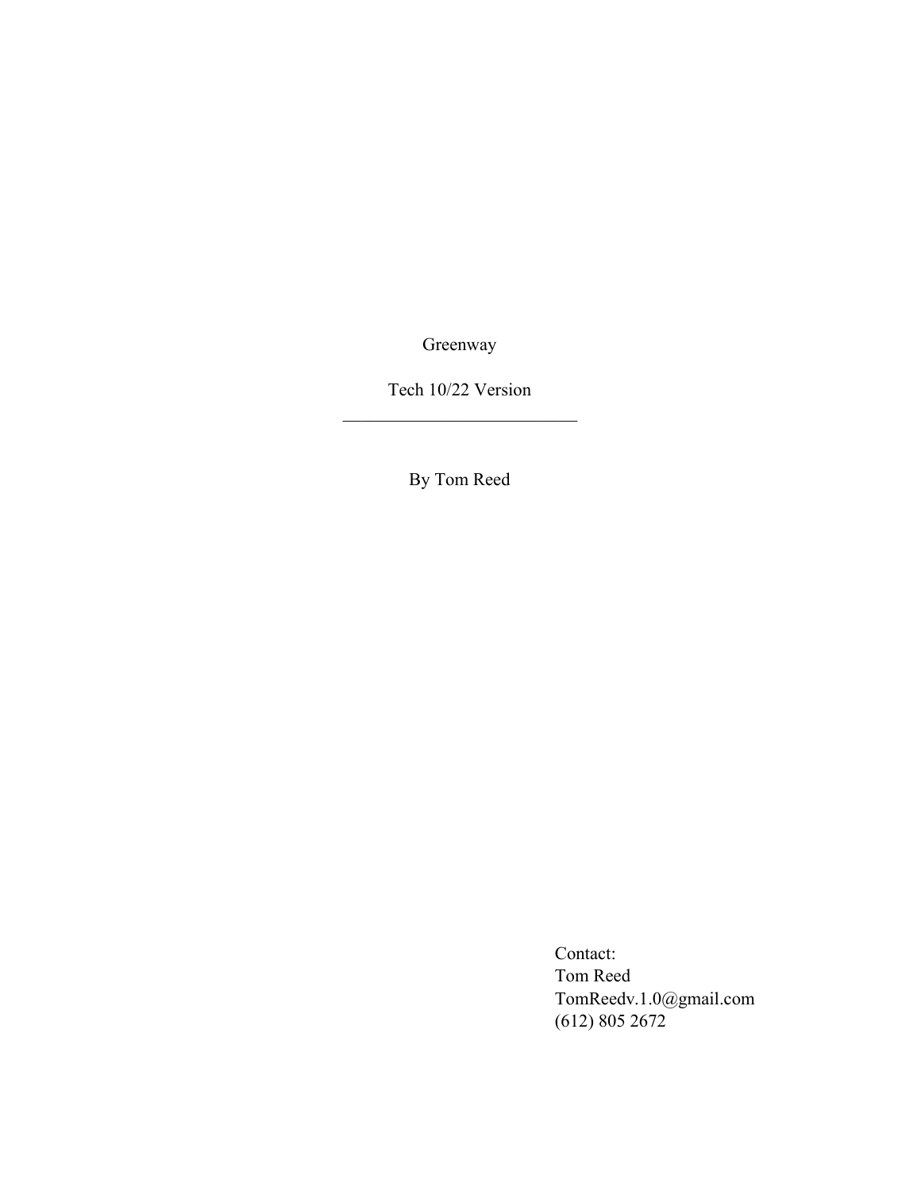Greenway

Tech 10/22 Version

---

By Tom Reed

Contact:
Tom Reed
TomReedv.1.0@gmail.com
(612) 805 2672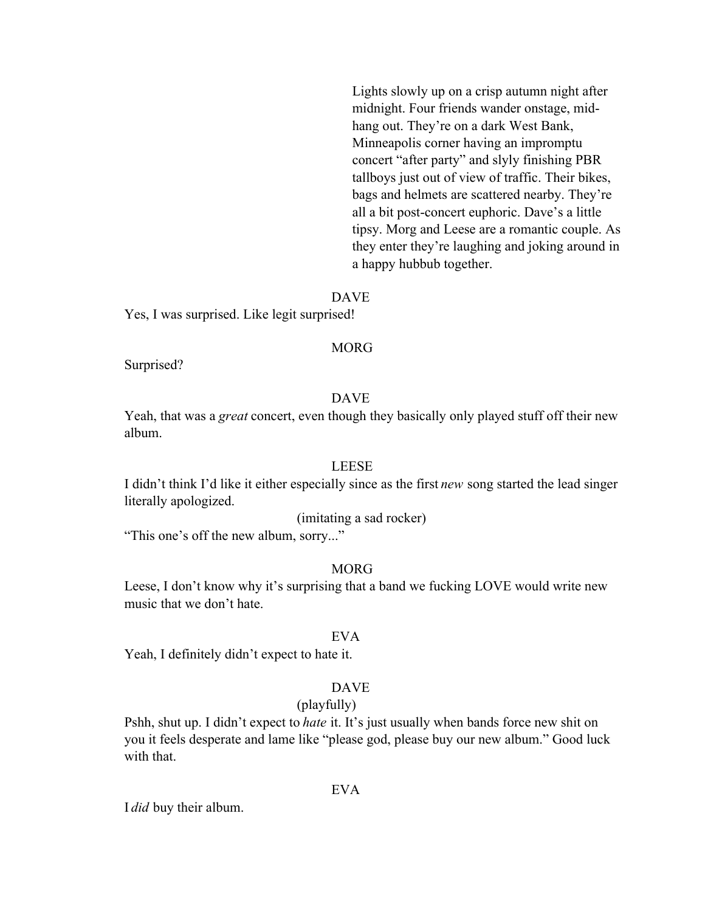Lights slowly up on a crisp autumn night after midnight. Four friends wander onstage, mid-hang out. They're on a dark West Bank, Minneapolis corner having an impromptu concert "after party" and slyly finishing PBR tallboys just out of view of traffic. Their bikes, bags and helmets are scattered nearby. They're all a bit post-concert euphoric. Dave's a little tipsy. Morg and Leese are a romantic couple. As they enter they're laughing and joking around in a happy hubbub together.

DAVE

Yes, I was surprised. Like legit surprised!

MORG

Surprised?

DAVE

Yeah, that was a *great* concert, even though they basically only played stuff off their new album.

LEESE

I didn't think I'd like it either especially since as the first *new* song started the lead singer literally apologized.

(imitating a sad rocker)

"This one's off the new album, sorry..."

MORG

Leese, I don't know why it's surprising that a band we fucking LOVE would write new music that we don't hate.

EVA

Yeah, I definitely didn't expect to hate it.

DAVE

(playfully)

Pshh, shut up. I didn't expect to *hate* it. It's just usually when bands force new shit on you it feels desperate and lame like "please god, please buy our new album." Good luck with that.

EVA

I *did* buy their album.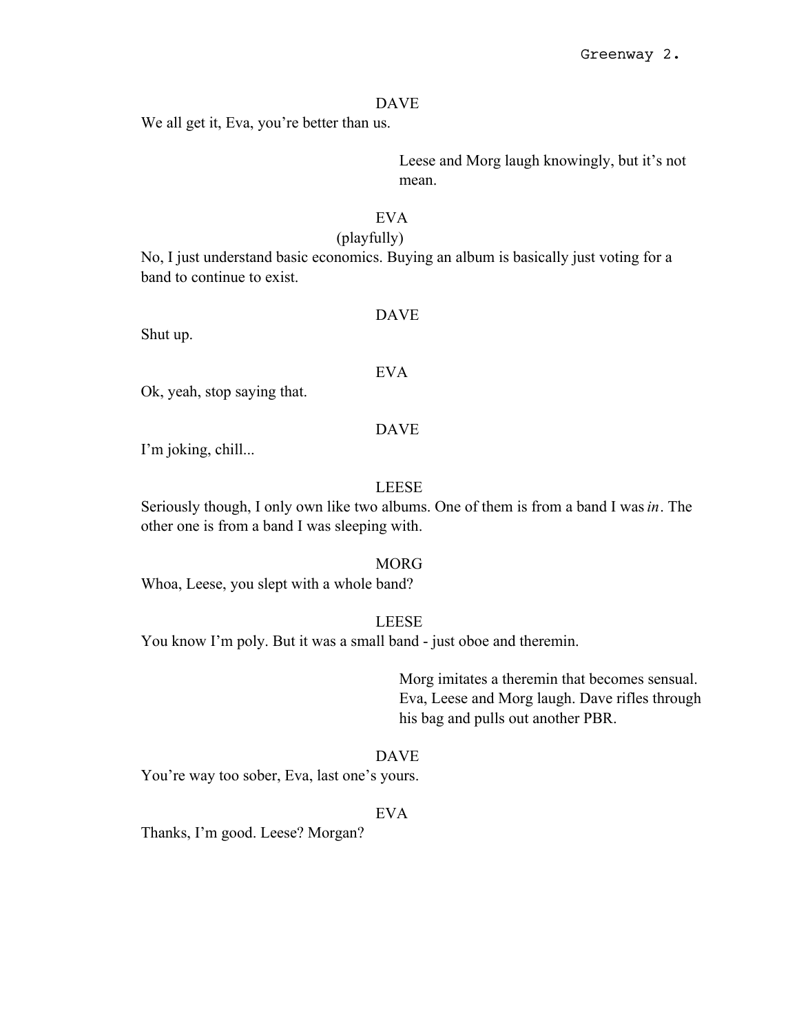DAVE

We all get it, Eva, you're better than us.

Leese and Morg laugh knowingly, but it's not mean.

EVA

(playfully)

No, I just understand basic economics. Buying an album is basically just voting for a band to continue to exist.

DAVE

Shut up.

EVA

Ok, yeah, stop saying that.

DAVE

I'm joking, chill...

LEESE

Seriously though, I only own like two albums. One of them is from a band I was *in*. The other one is from a band I was sleeping with.

MORG

Whoa, Leese, you slept with a whole band?

LEESE

You know I'm poly. But it was a small band - just oboe and theremin.

Morg imitates a theremin that becomes sensual. Eva, Leese and Morg laugh. Dave rifles through his bag and pulls out another PBR.

DAVE

You're way too sober, Eva, last one's yours.

EVA

Thanks, I'm good. Leese? Morgan?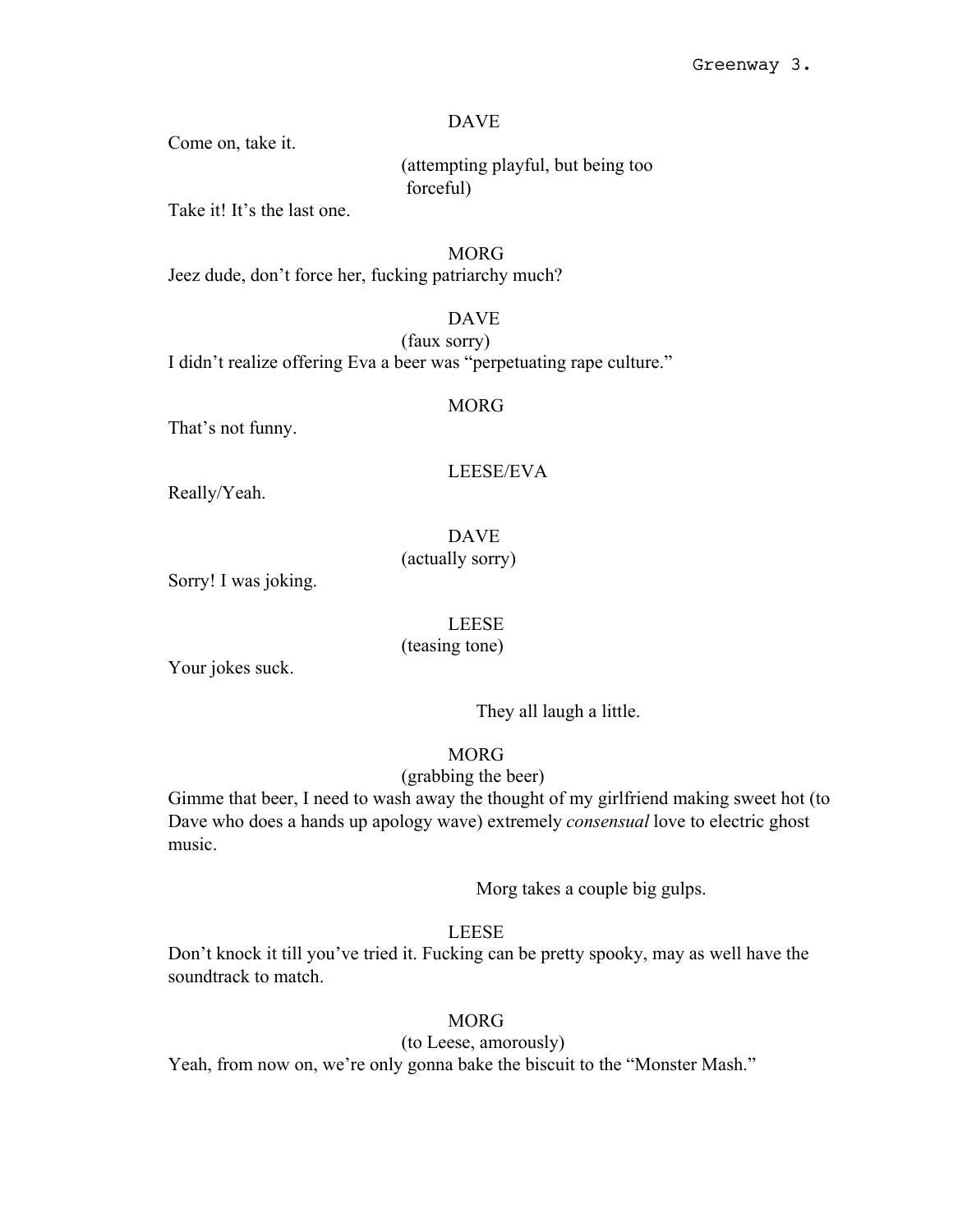DAVE

Come on, take it.

(attempting playful, but being too forceful)

Take it! It's the last one.

MORG

Jeez dude, don't force her, fucking patriarchy much?

DAVE

(faux sorry)

I didn't realize offering Eva a beer was "perpetuating rape culture."

MORG

That's not funny.

LEESE/EVA

Really/Yeah.

DAVE

(actually sorry)

Sorry! I was joking.

LEESE

(teasing tone)

Your jokes suck.

They all laugh a little.

MORG

(grabbing the beer)

Gimme that beer, I need to wash away the thought of my girlfriend making sweet hot (to Dave who does a hands up apology wave) extremely *consensual* love to electric ghost music.

Morg takes a couple big gulps.

LEESE

Don't knock it till you've tried it. Fucking can be pretty spooky, may as well have the soundtrack to match.

MORG

(to Leese, amorously)

Yeah, from now on, we're only gonna bake the biscuit to the "Monster Mash."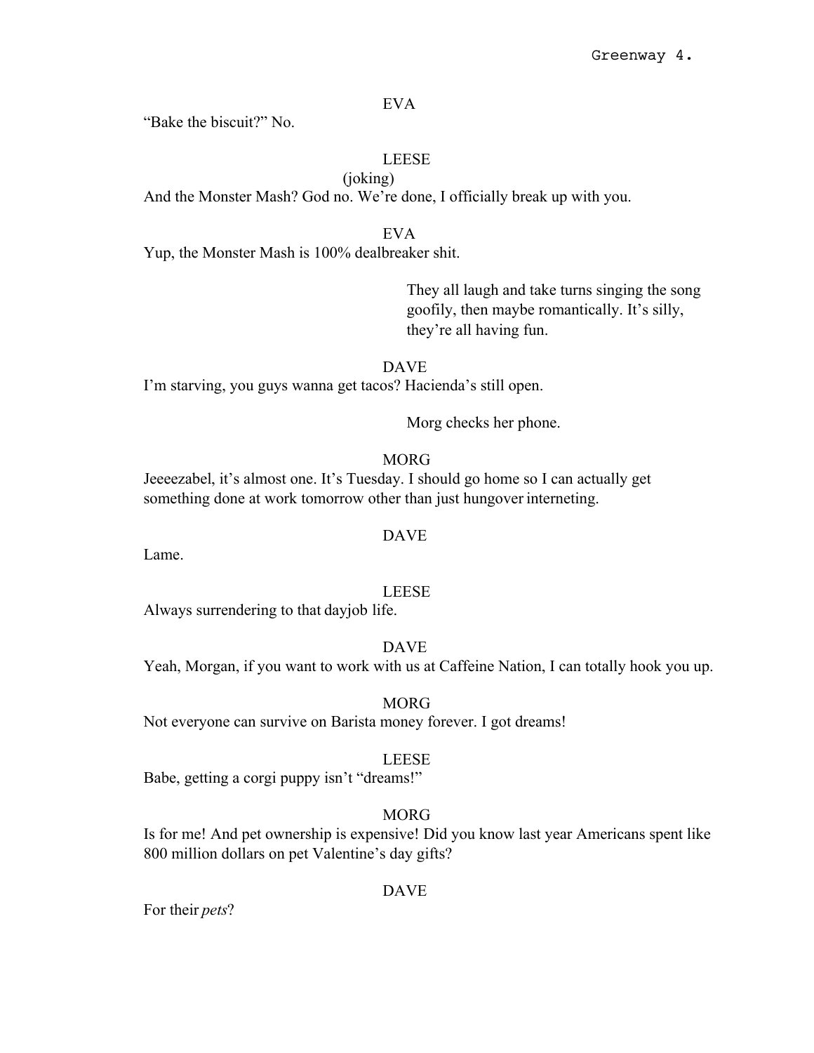EVA

"Bake the biscuit?" No.

LEESE

(joking)

And the Monster Mash? God no. We're done, I officially break up with you.

EVA

Yup, the Monster Mash is 100% dealbreaker shit.

They all laugh and take turns singing the song goofily, then maybe romantically. It's silly, they're all having fun.

DAVE

I'm starving, you guys wanna get tacos? Hacienda's still open.

Morg checks her phone.

MORG

Jeeeezabel, it's almost one. It's Tuesday. I should go home so I can actually get something done at work tomorrow other than just hungover interneting.

DAVE

Lame.

LEESE

Always surrendering to that dayjob life.

DAVE

Yeah, Morgan, if you want to work with us at Caffeine Nation, I can totally hook you up.

MORG

Not everyone can survive on Barista money forever. I got dreams!

LEESE

Babe, getting a corgi puppy isn't "dreams!"

MORG

Is for me! And pet ownership is expensive! Did you know last year Americans spent like 800 million dollars on pet Valentine's day gifts?

DAVE

For their *pets*?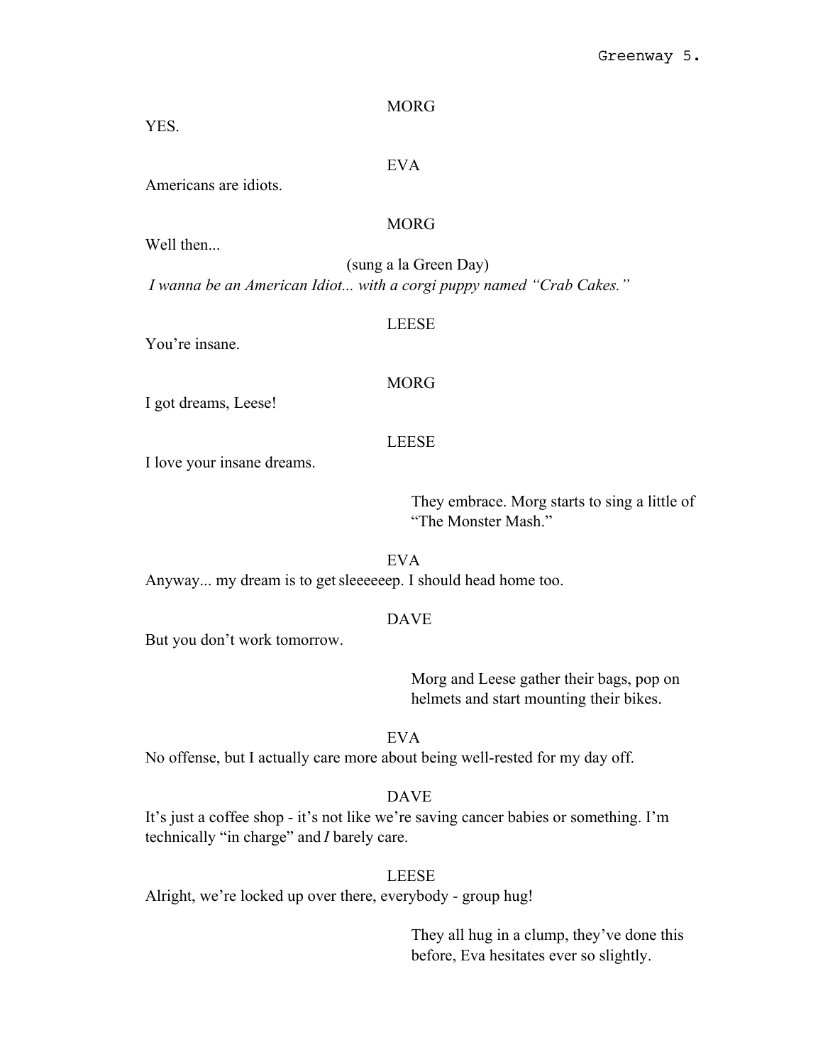MORG

YES.

EVA

Americans are idiots.

MORG

Well then...

(sung a la Green Day)

*I wanna be an American Idiot... with a corgi puppy named "Crab Cakes."*

LEESE

You're insane.

MORG

I got dreams, Leese!

LEESE

I love your insane dreams.

They embrace. Morg starts to sing a little of "The Monster Mash."

EVA

Anyway... my dream is to get sleeeeeep. I should head home too.

DAVE

But you don't work tomorrow.

Morg and Leese gather their bags, pop on helmets and start mounting their bikes.

EVA

No offense, but I actually care more about being well-rested for my day off.

DAVE

It's just a coffee shop - it's not like we're saving cancer babies or something. I'm technically "in charge" and *I* barely care.

LEESE

Alright, we're locked up over there, everybody - group hug!

They all hug in a clump, they've done this before, Eva hesitates ever so slightly.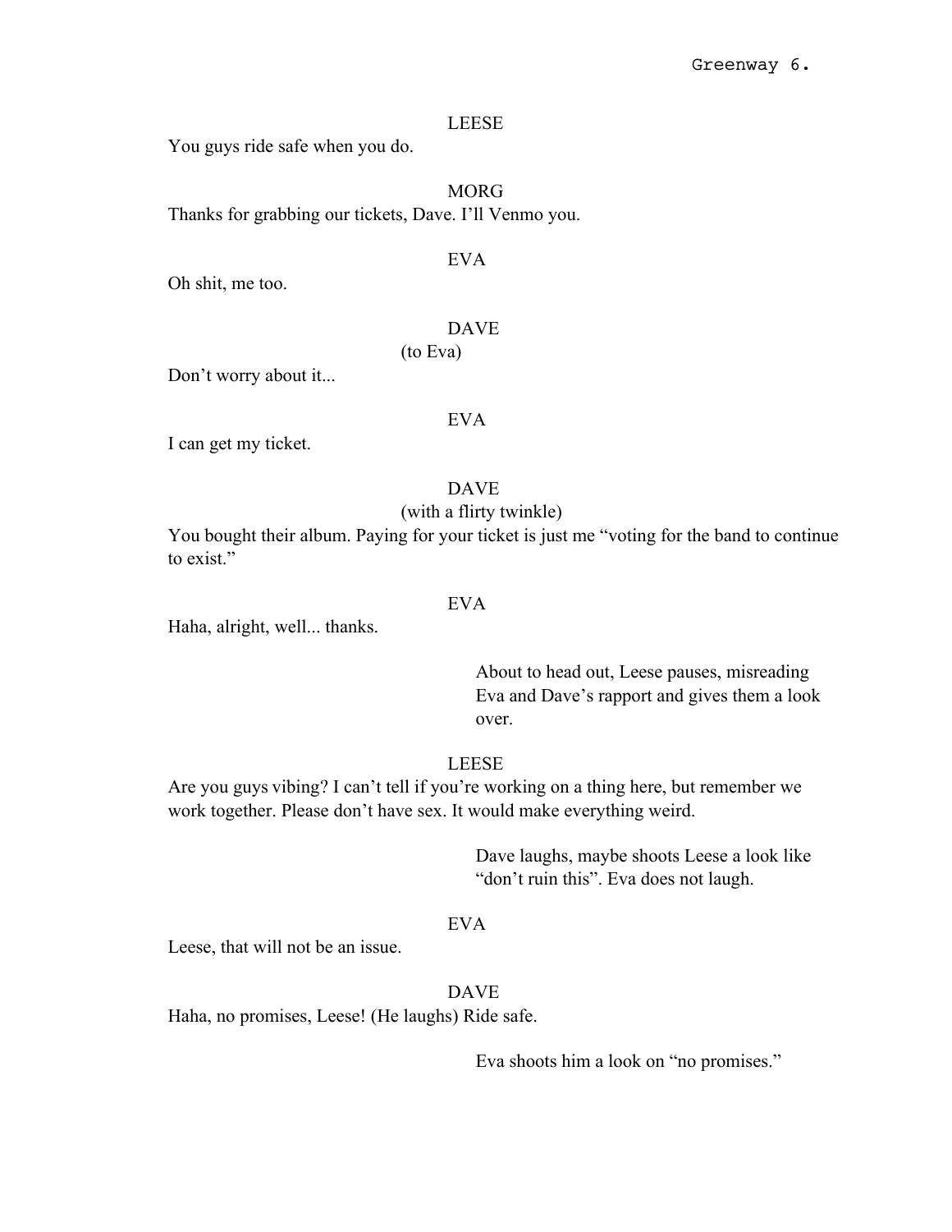LEESE

You guys ride safe when you do.

MORG

Thanks for grabbing our tickets, Dave. I'll Venmo you.

EVA

Oh shit, me too.

DAVE

(to Eva)

Don't worry about it...

EVA

I can get my ticket.

DAVE

(with a flirty twinkle)

You bought their album. Paying for your ticket is just me "voting for the band to continue to exist."

EVA

Haha, alright, well... thanks.

About to head out, Leese pauses, misreading Eva and Dave's rapport and gives them a look over.

LEESE

Are you guys vibing? I can't tell if you're working on a thing here, but remember we work together. Please don't have sex. It would make everything weird.

Dave laughs, maybe shoots Leese a look like "don't ruin this". Eva does not laugh.

EVA

Leese, that will not be an issue.

DAVE

Haha, no promises, Leese! (He laughs) Ride safe.

Eva shoots him a look on "no promises."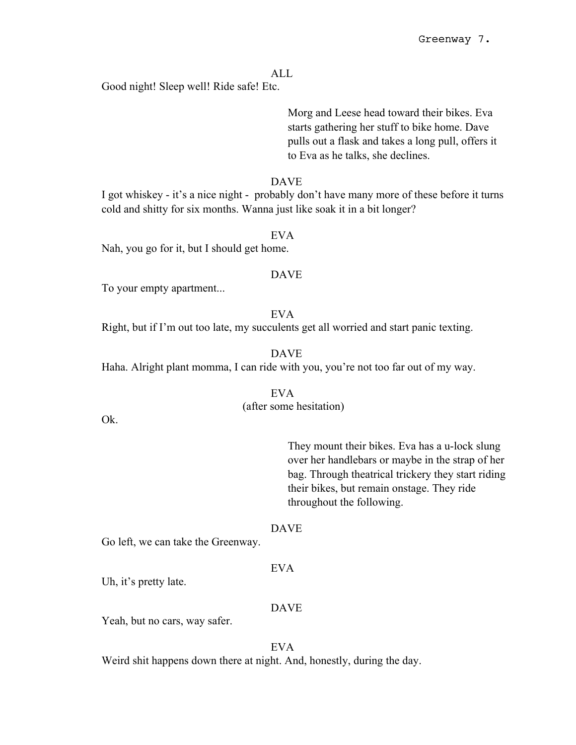ALL

Good night! Sleep well! Ride safe! Etc.

Morg and Leese head toward their bikes. Eva starts gathering her stuff to bike home. Dave pulls out a flask and takes a long pull, offers it to Eva as he talks, she declines.

DAVE

I got whiskey - it's a nice night - probably don't have many more of these before it turns cold and shitty for six months. Wanna just like soak it in a bit longer?

EVA

Nah, you go for it, but I should get home.

DAVE

To your empty apartment...

EVA

Right, but if I'm out too late, my succulents get all worried and start panic texting.

DAVE

Haha. Alright plant momma, I can ride with you, you're not too far out of my way.

EVA

(after some hesitation)

Ok.

They mount their bikes. Eva has a u-lock slung over her handlebars or maybe in the strap of her bag. Through theatrical trickery they start riding their bikes, but remain onstage. They ride throughout the following.

DAVE

Go left, we can take the Greenway.

EVA

Uh, it's pretty late.

DAVE

Yeah, but no cars, way safer.

EVA

Weird shit happens down there at night. And, honestly, during the day.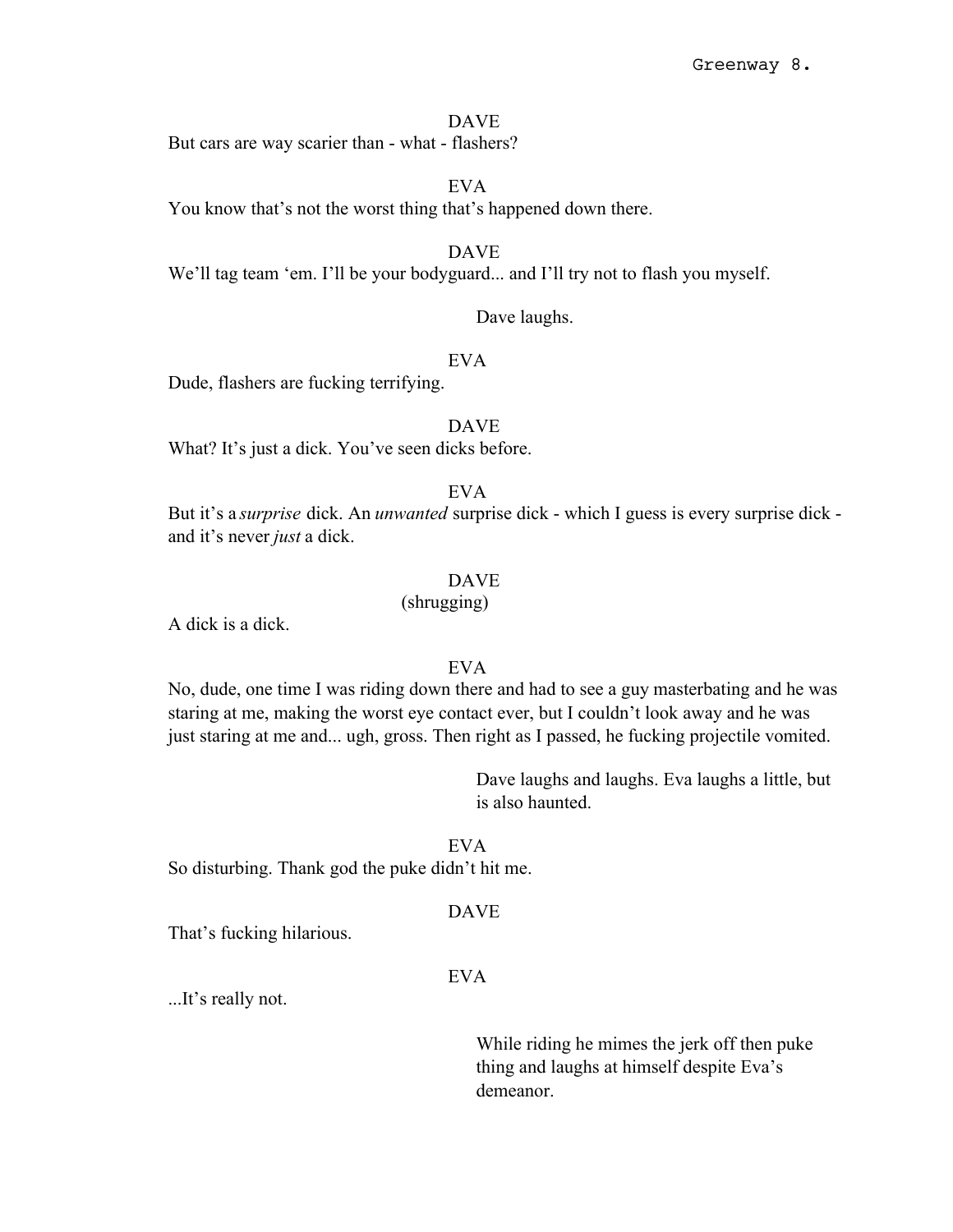DAVE

But cars are way scarier than - what - flashers?

EVA

You know that's not the worst thing that's happened down there.

DAVE

We'll tag team 'em. I'll be your bodyguard... and I'll try not to flash you myself.

Dave laughs.

EVA

Dude, flashers are fucking terrifying.

DAVE

What? It's just a dick. You've seen dicks before.

EVA

But it's a *surprise* dick. An *unwanted* surprise dick - which I guess is every surprise dick - and it's never *just* a dick.

DAVE

(shrugging)

A dick is a dick.

EVA

No, dude, one time I was riding down there and had to see a guy masterbating and he was staring at me, making the worst eye contact ever, but I couldn't look away and he was just staring at me and... ugh, gross. Then right as I passed, he fucking projectile vomited.

Dave laughs and laughs. Eva laughs a little, but is also haunted.

EVA

So disturbing. Thank god the puke didn't hit me.

DAVE

That's fucking hilarious.

EVA

...It's really not.

While riding he mimes the jerk off then puke thing and laughs at himself despite Eva's demeanor.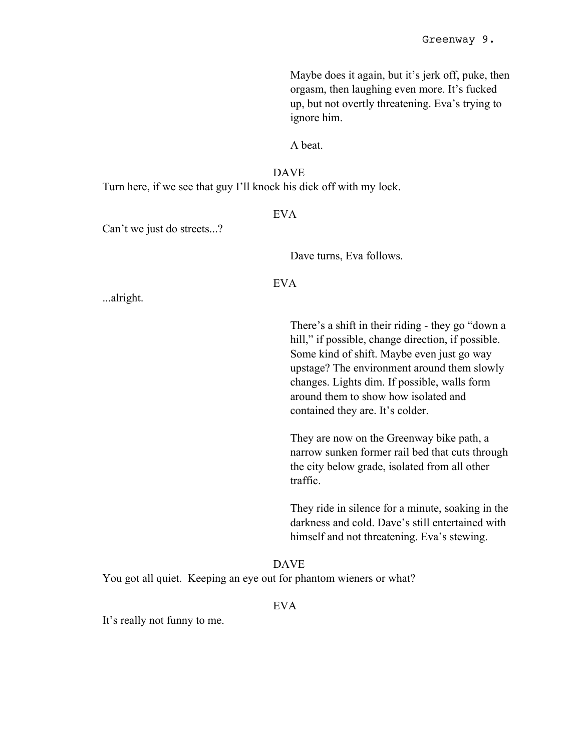Maybe does it again, but it's jerk off, puke, then orgasm, then laughing even more. It's fucked up, but not overtly threatening. Eva's trying to ignore him.

A beat.

DAVE

Turn here, if we see that guy I'll knock his dick off with my lock.

EVA

Can't we just do streets...?

Dave turns, Eva follows.

EVA

...alright.

There's a shift in their riding - they go "down a hill," if possible, change direction, if possible. Some kind of shift. Maybe even just go way upstage? The environment around them slowly changes. Lights dim. If possible, walls form around them to show how isolated and contained they are. It's colder.

They are now on the Greenway bike path, a narrow sunken former rail bed that cuts through the city below grade, isolated from all other traffic.

They ride in silence for a minute, soaking in the darkness and cold. Dave's still entertained with himself and not threatening. Eva's stewing.

DAVE

You got all quiet. Keeping an eye out for phantom wieners or what?

EVA

It's really not funny to me.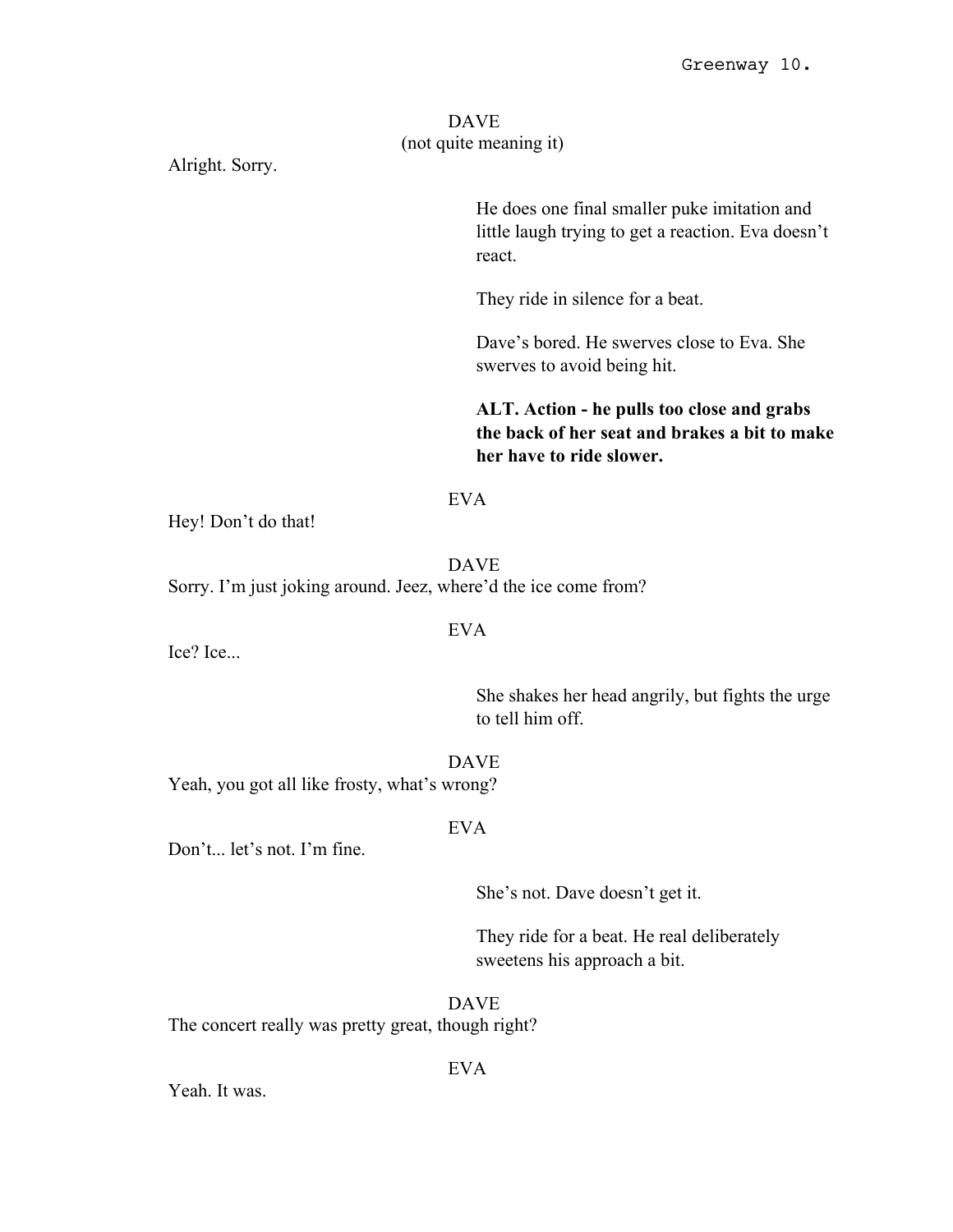DAVE
(not quite meaning it)

Alright. Sorry.

He does one final smaller puke imitation and little laugh trying to get a reaction. Eva doesn't react.

They ride in silence for a beat.

Dave's bored. He swerves close to Eva. She swerves to avoid being hit.

**ALT. Action - he pulls too close and grabs the back of her seat and brakes a bit to make her have to ride slower.**

EVA

Hey! Don't do that!

DAVE

Sorry. I'm just joking around. Jeez, where'd the ice come from?

EVA

Ice? Ice...

She shakes her head angrily, but fights the urge to tell him off.

DAVE

Yeah, you got all like frosty, what's wrong?

EVA

Don't... let's not. I'm fine.

She's not. Dave doesn't get it.

They ride for a beat. He real deliberately sweetens his approach a bit.

DAVE

The concert really was pretty great, though right?

EVA

Yeah. It was.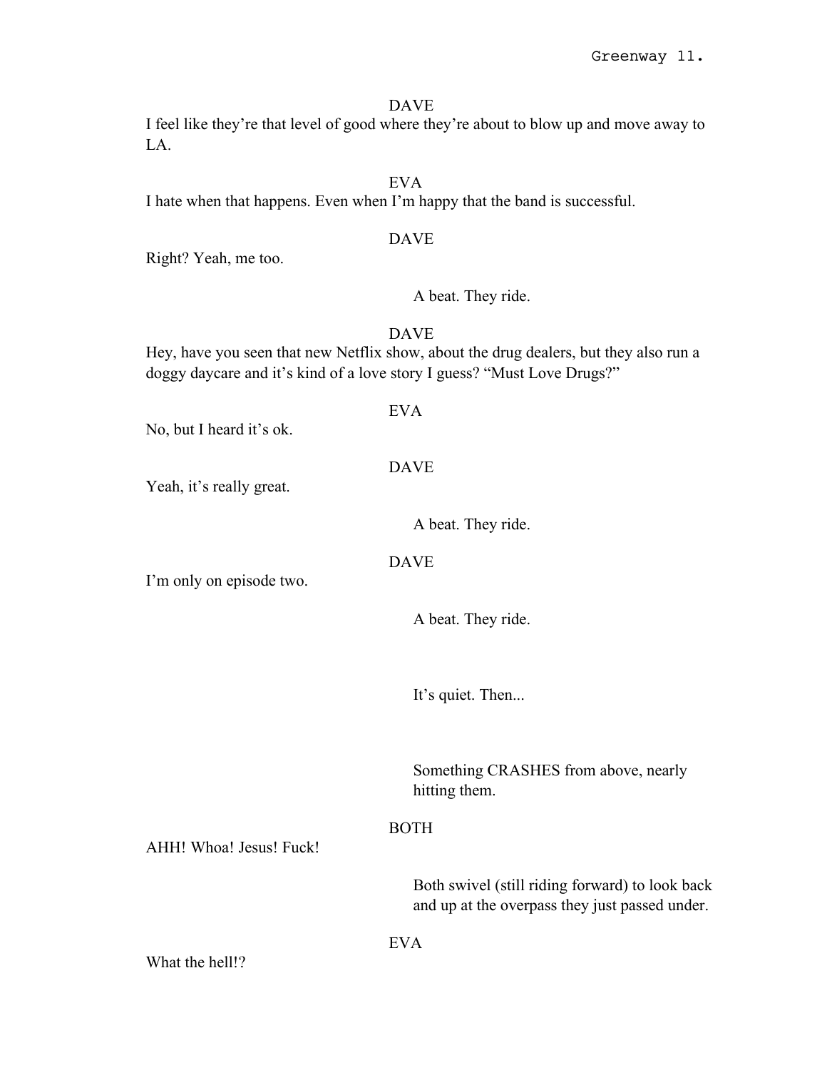DAVE

I feel like they're that level of good where they're about to blow up and move away to LA.

EVA

I hate when that happens. Even when I'm happy that the band is successful.

DAVE

Right? Yeah, me too.

A beat. They ride.

DAVE

Hey, have you seen that new Netflix show, about the drug dealers, but they also run a doggy daycare and it's kind of a love story I guess? "Must Love Drugs?"

EVA

No, but I heard it's ok.

DAVE

Yeah, it's really great.

A beat. They ride.

DAVE

I'm only on episode two.

A beat. They ride.

It's quiet. Then...

Something CRASHES from above, nearly hitting them.

BOTH

AHH! Whoa! Jesus! Fuck!

Both swivel (still riding forward) to look back and up at the overpass they just passed under.

EVA

What the hell!?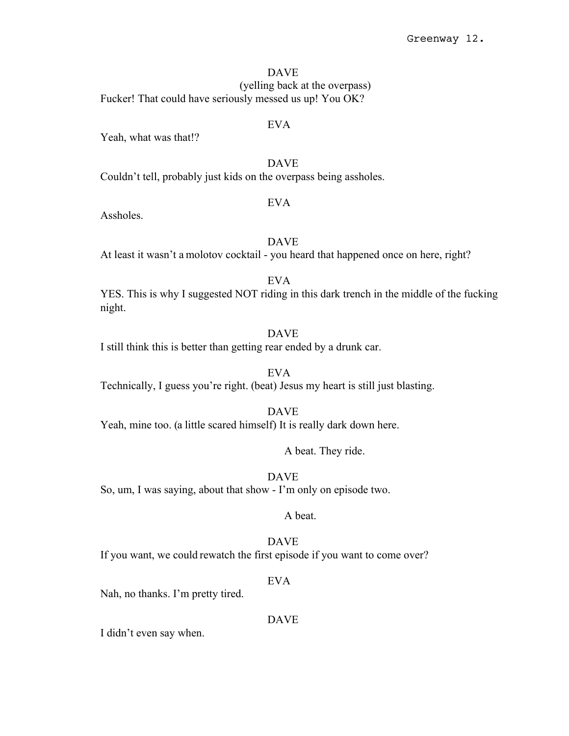DAVE

(yelling back at the overpass)

Fucker! That could have seriously messed us up! You OK?

EVA

Yeah, what was that!?

DAVE

Couldn't tell, probably just kids on the overpass being assholes.

EVA

Assholes.

DAVE

At least it wasn't a molotov cocktail - you heard that happened once on here, right?

EVA

YES. This is why I suggested NOT riding in this dark trench in the middle of the fucking night.

DAVE

I still think this is better than getting rear ended by a drunk car.

EVA

Technically, I guess you're right. (beat) Jesus my heart is still just blasting.

DAVE

Yeah, mine too. (a little scared himself) It is really dark down here.

A beat. They ride.

DAVE

So, um, I was saying, about that show - I'm only on episode two.

A beat.

DAVE

If you want, we could rewatch the first episode if you want to come over?

EVA

Nah, no thanks. I'm pretty tired.

DAVE

I didn't even say when.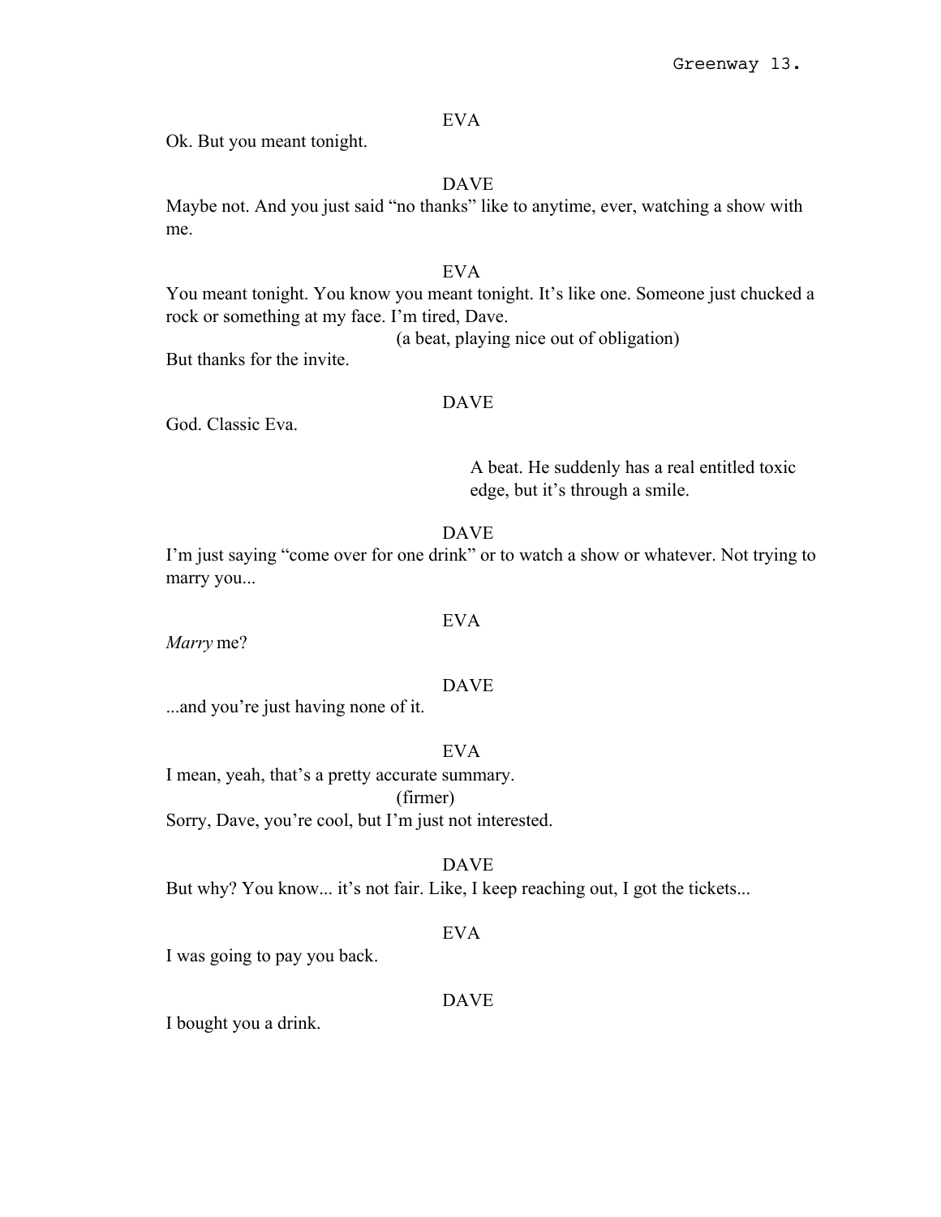EVA

Ok. But you meant tonight.

DAVE

Maybe not. And you just said "no thanks" like to anytime, ever, watching a show with me.

EVA

You meant tonight. You know you meant tonight. It's like one. Someone just chucked a rock or something at my face. I'm tired, Dave.

(a beat, playing nice out of obligation)

But thanks for the invite.

DAVE

God. Classic Eva.

A beat. He suddenly has a real entitled toxic edge, but it's through a smile.

DAVE

I'm just saying "come over for one drink" or to watch a show or whatever. Not trying to marry you...

EVA

*Marry* me?

DAVE

...and you're just having none of it.

EVA

I mean, yeah, that's a pretty accurate summary.

(firmer)

Sorry, Dave, you're cool, but I'm just not interested.

DAVE

But why? You know... it's not fair. Like, I keep reaching out, I got the tickets...

EVA

I was going to pay you back.

DAVE

I bought you a drink.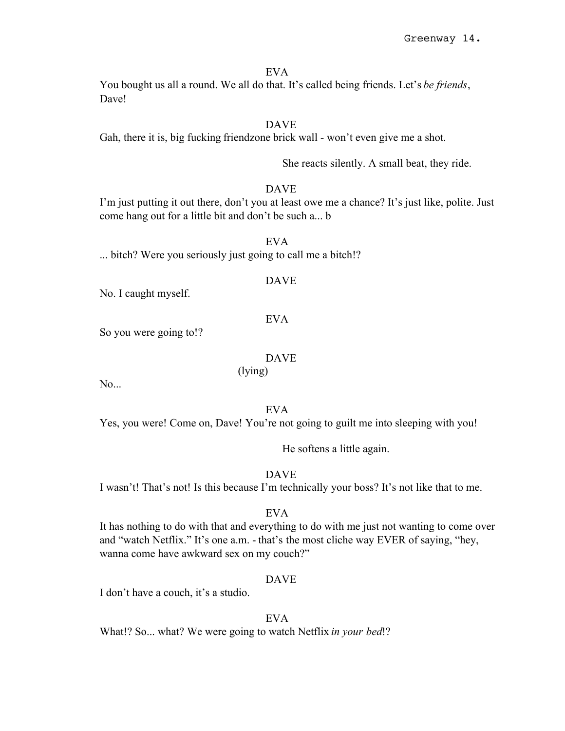EVA

You bought us all a round. We all do that. It's called being friends. Let's *be friends*, Dave!

DAVE

Gah, there it is, big fucking friendzone brick wall - won't even give me a shot.

She reacts silently. A small beat, they ride.

DAVE

I'm just putting it out there, don't you at least owe me a chance? It's just like, polite. Just come hang out for a little bit and don't be such a... b

EVA

... bitch? Were you seriously just going to call me a bitch!?

DAVE

No. I caught myself.

EVA

So you were going to!?

DAVE

(lying)

No...

EVA

Yes, you were! Come on, Dave! You're not going to guilt me into sleeping with you!

He softens a little again.

DAVE

I wasn't! That's not! Is this because I'm technically your boss? It's not like that to me.

EVA

It has nothing to do with that and everything to do with me just not wanting to come over and "watch Netflix." It's one a.m. - that's the most cliche way EVER of saying, "hey, wanna come have awkward sex on my couch?"

DAVE

I don't have a couch, it's a studio.

EVA

What!? So... what? We were going to watch Netflix *in your bed*!?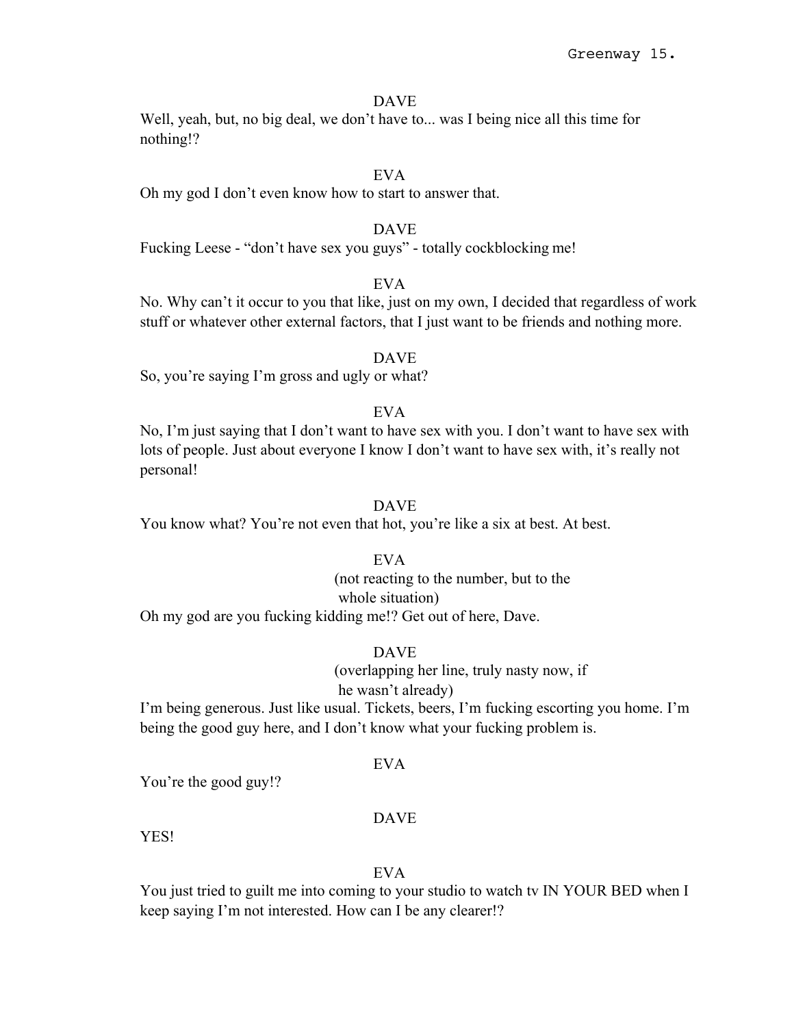DAVE

Well, yeah, but, no big deal, we don't have to... was I being nice all this time for nothing!?

EVA

Oh my god I don't even know how to start to answer that.

DAVE

Fucking Leese - "don't have sex you guys" - totally cockblocking me!

EVA

No. Why can't it occur to you that like, just on my own, I decided that regardless of work stuff or whatever other external factors, that I just want to be friends and nothing more.

DAVE

So, you're saying I'm gross and ugly or what?

EVA

No, I'm just saying that I don't want to have sex with you. I don't want to have sex with lots of people. Just about everyone I know I don't want to have sex with, it's really not personal!

DAVE

You know what? You're not even that hot, you're like a six at best. At best.

EVA

(not reacting to the number, but to the whole situation)

Oh my god are you fucking kidding me!? Get out of here, Dave.

DAVE

(overlapping her line, truly nasty now, if he wasn't already)

I'm being generous. Just like usual. Tickets, beers, I'm fucking escorting you home. I'm being the good guy here, and I don't know what your fucking problem is.

EVA

You're the good guy!?

DAVE

YES!

EVA

You just tried to guilt me into coming to your studio to watch tv IN YOUR BED when I keep saying I'm not interested. How can I be any clearer!?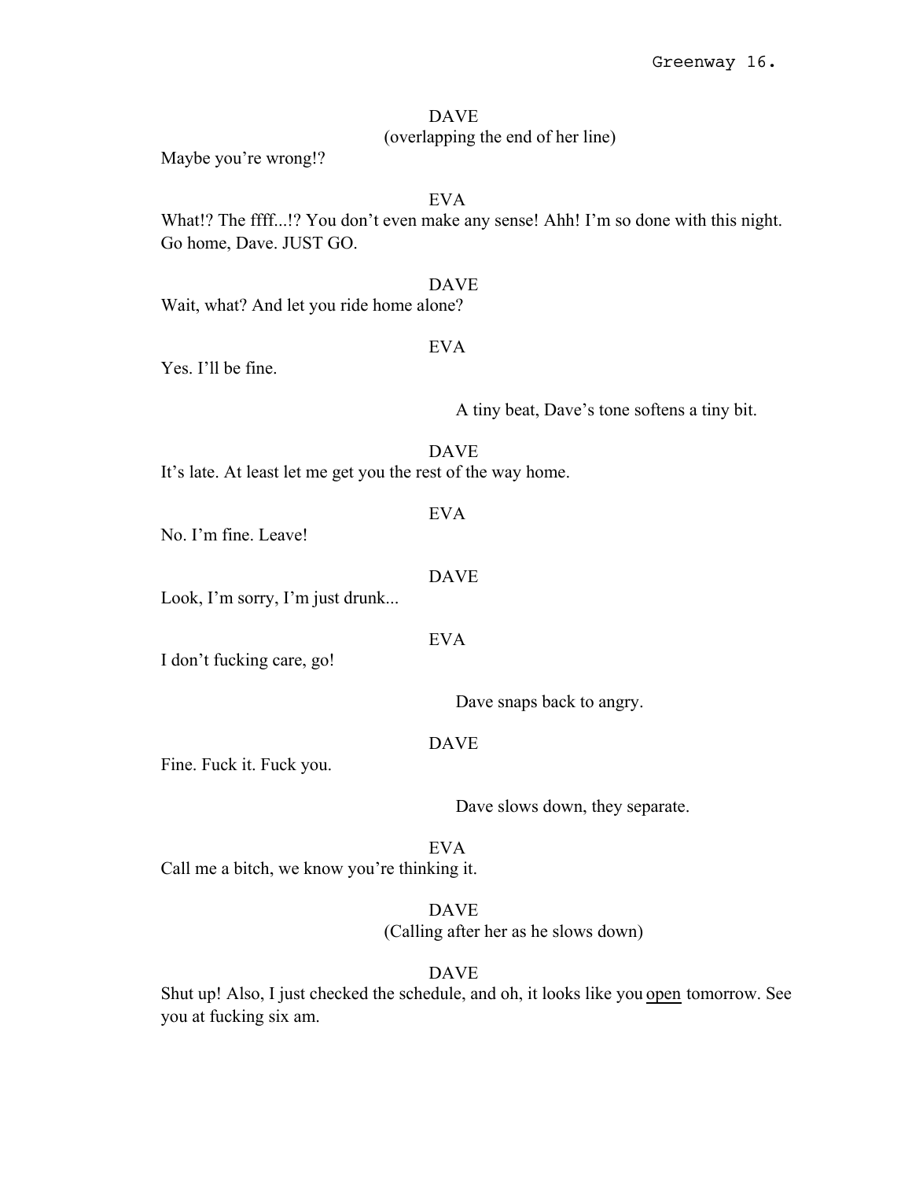DAVE
(overlapping the end of her line)

Maybe you're wrong!?

EVA

What!? The ffff...!? You don't even make any sense! Ahh! I'm so done with this night. Go home, Dave. JUST GO.

DAVE

Wait, what? And let you ride home alone?

EVA

Yes. I'll be fine.

A tiny beat, Dave's tone softens a tiny bit.

DAVE

It's late. At least let me get you the rest of the way home.

EVA

No. I'm fine. Leave!

DAVE

Look, I'm sorry, I'm just drunk...

EVA

I don't fucking care, go!

Dave snaps back to angry.

DAVE

Fine. Fuck it. Fuck you.

Dave slows down, they separate.

EVA

Call me a bitch, we know you're thinking it.

DAVE
(Calling after her as he slows down)

DAVE

Shut up! Also, I just checked the schedule, and oh, it looks like you <u>open</u> tomorrow. See you at fucking six am.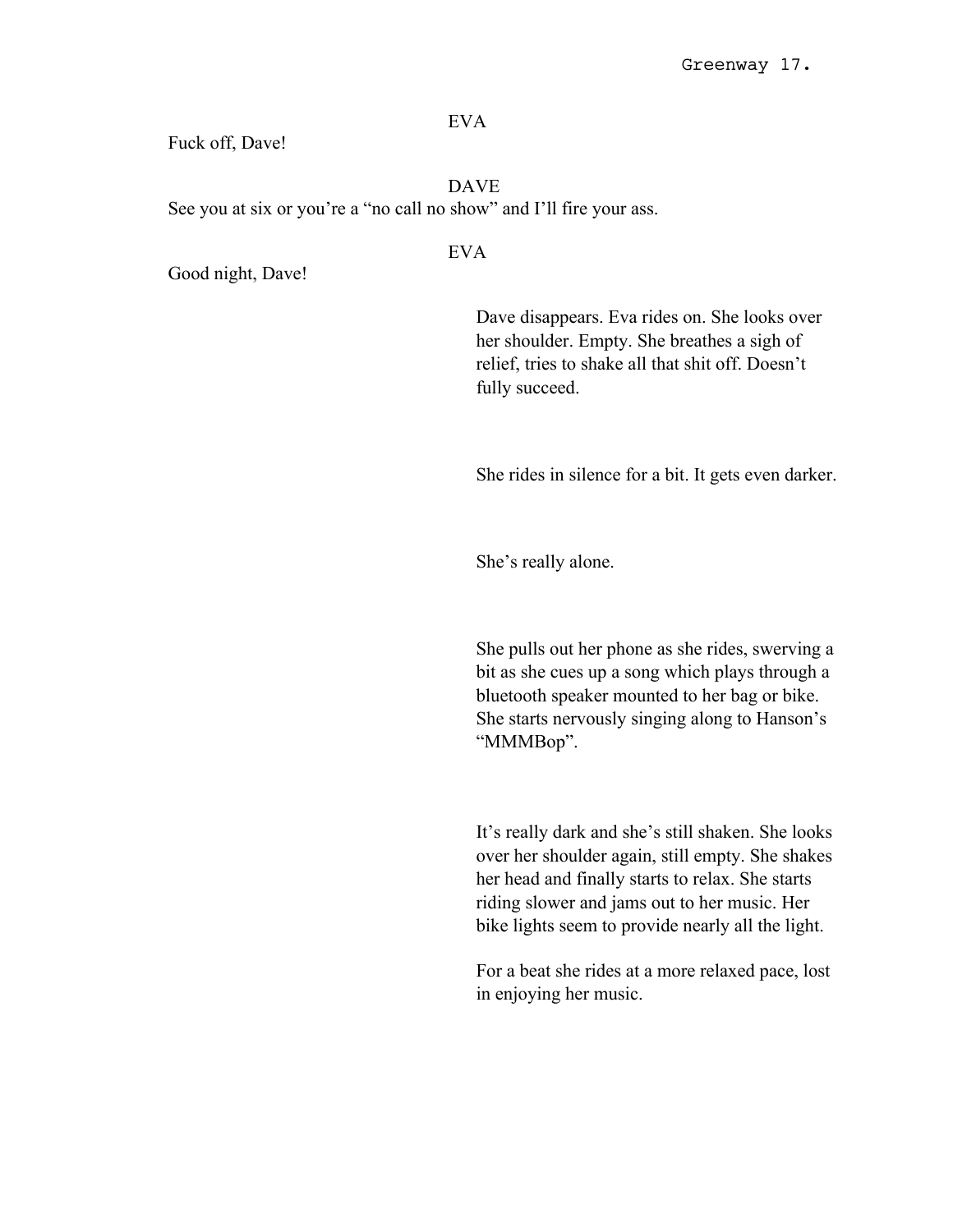EVA

Fuck off, Dave!

DAVE

See you at six or you're a "no call no show" and I'll fire your ass.

EVA

Good night, Dave!

Dave disappears. Eva rides on. She looks over her shoulder. Empty. She breathes a sigh of relief, tries to shake all that shit off. Doesn't fully succeed.

She rides in silence for a bit. It gets even darker.

She's really alone.

She pulls out her phone as she rides, swerving a bit as she cues up a song which plays through a bluetooth speaker mounted to her bag or bike. She starts nervously singing along to Hanson's "MMMBop".

It's really dark and she's still shaken. She looks over her shoulder again, still empty. She shakes her head and finally starts to relax. She starts riding slower and jams out to her music. Her bike lights seem to provide nearly all the light.

For a beat she rides at a more relaxed pace, lost in enjoying her music.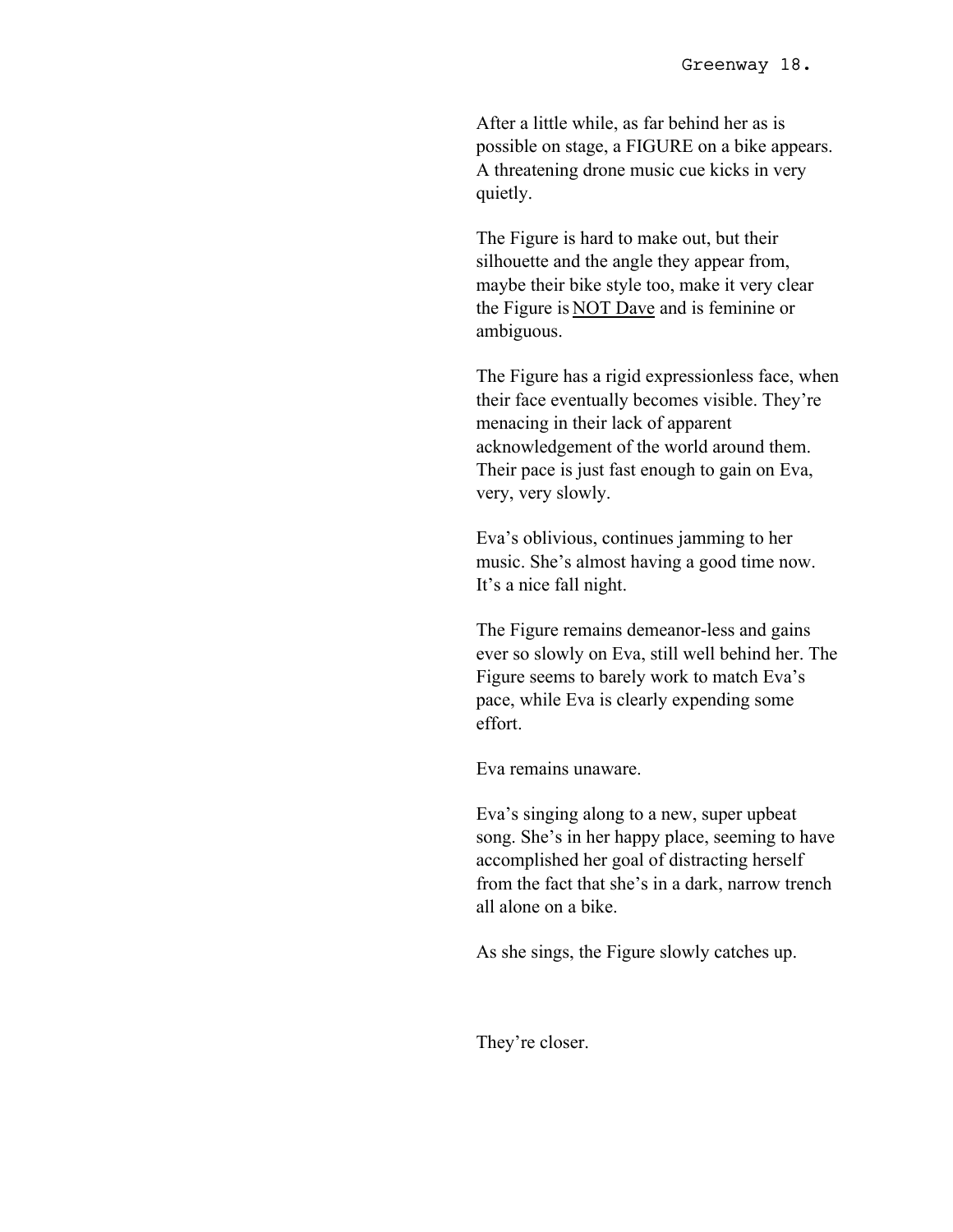After a little while, as far behind her as is possible on stage, a FIGURE on a bike appears. A threatening drone music cue kicks in very quietly.

The Figure is hard to make out, but their silhouette and the angle they appear from, maybe their bike style too, make it very clear the Figure is <u>NOT Dave</u> and is feminine or ambiguous.

The Figure has a rigid expressionless face, when their face eventually becomes visible. They're menacing in their lack of apparent acknowledgement of the world around them. Their pace is just fast enough to gain on Eva, very, very slowly.

Eva's oblivious, continues jamming to her music. She's almost having a good time now. It's a nice fall night.

The Figure remains demeanor-less and gains ever so slowly on Eva, still well behind her. The Figure seems to barely work to match Eva's pace, while Eva is clearly expending some effort.

Eva remains unaware.

Eva's singing along to a new, super upbeat song. She's in her happy place, seeming to have accomplished her goal of distracting herself from the fact that she's in a dark, narrow trench all alone on a bike.

As she sings, the Figure slowly catches up.

They're closer.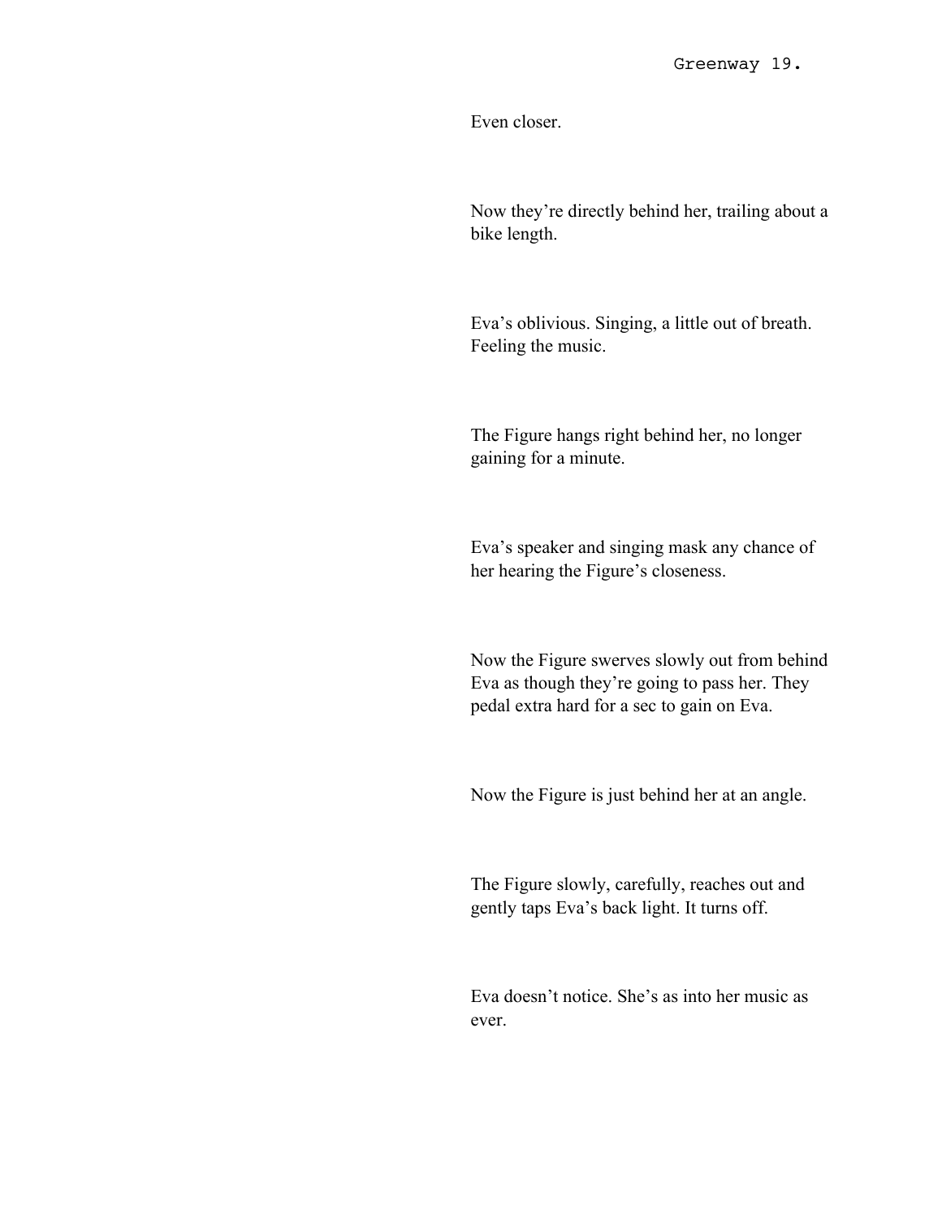Even closer.

Now they're directly behind her, trailing about a bike length.

Eva's oblivious. Singing, a little out of breath. Feeling the music.

The Figure hangs right behind her, no longer gaining for a minute.

Eva's speaker and singing mask any chance of her hearing the Figure's closeness.

Now the Figure swerves slowly out from behind Eva as though they're going to pass her. They pedal extra hard for a sec to gain on Eva.

Now the Figure is just behind her at an angle.

The Figure slowly, carefully, reaches out and gently taps Eva's back light. It turns off.

Eva doesn't notice. She's as into her music as ever.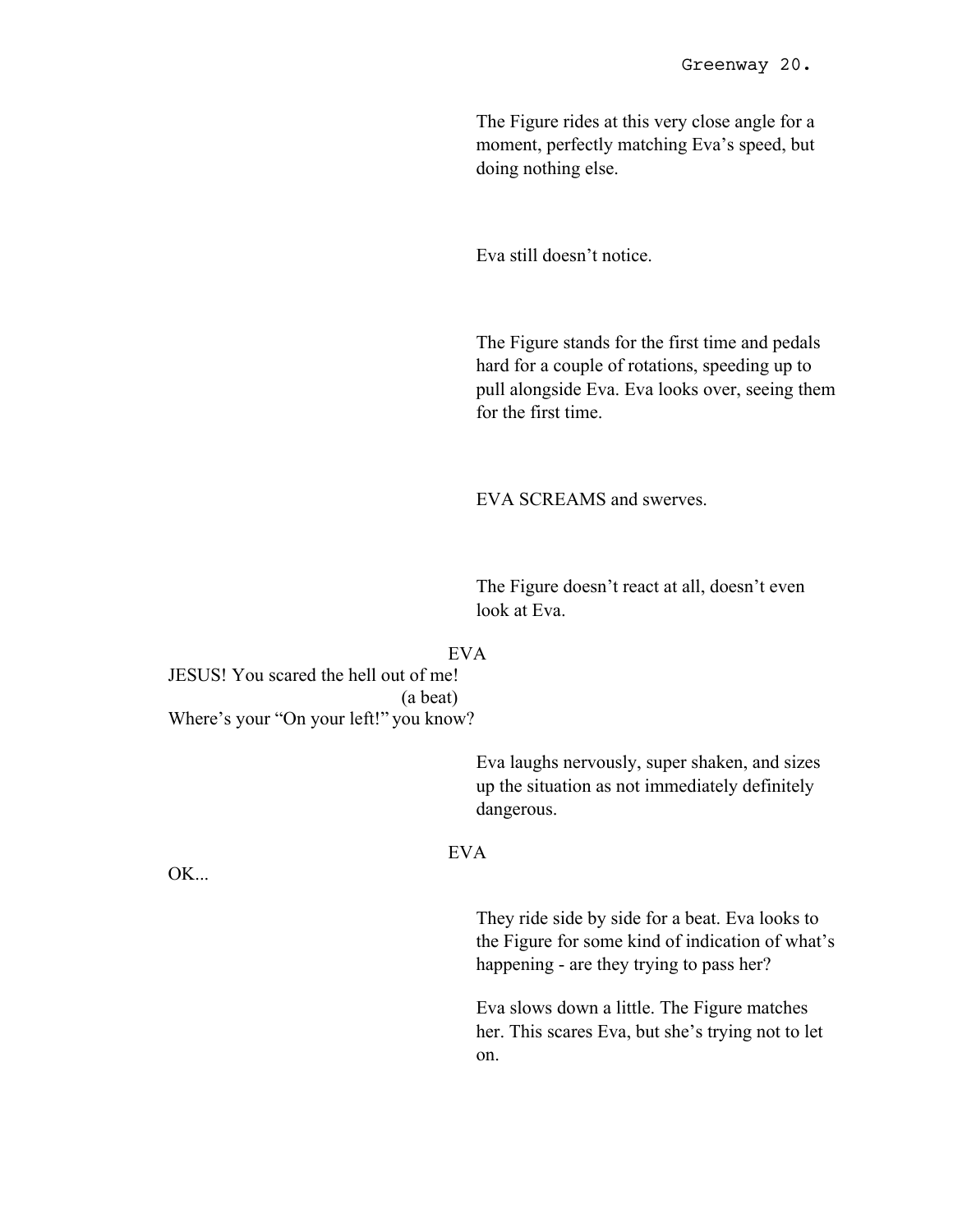The Figure rides at this very close angle for a moment, perfectly matching Eva's speed, but doing nothing else.

Eva still doesn't notice.

The Figure stands for the first time and pedals hard for a couple of rotations, speeding up to pull alongside Eva. Eva looks over, seeing them for the first time.

EVA SCREAMS and swerves.

The Figure doesn't react at all, doesn't even look at Eva.

EVA

JESUS! You scared the hell out of me!

(a beat)

Where's your "On your left!" you know?

Eva laughs nervously, super shaken, and sizes up the situation as not immediately definitely dangerous.

EVA

OK...

They ride side by side for a beat. Eva looks to the Figure for some kind of indication of what's happening - are they trying to pass her?

Eva slows down a little. The Figure matches her. This scares Eva, but she's trying not to let on.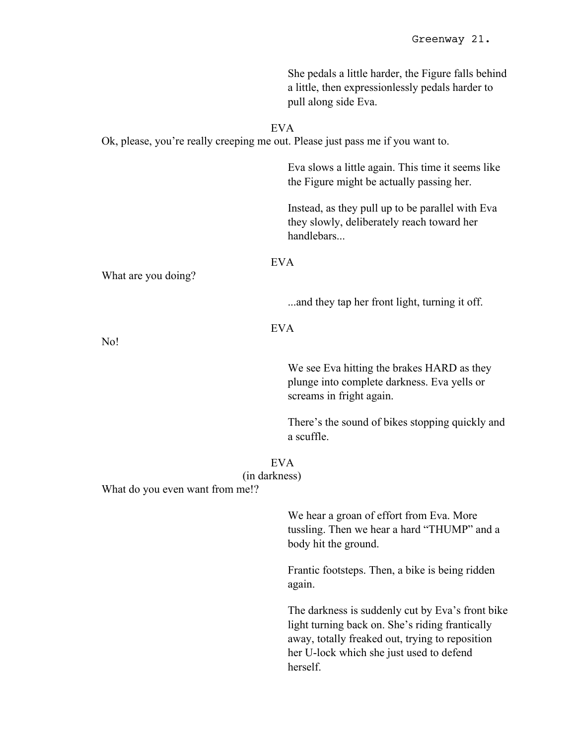She pedals a little harder, the Figure falls behind a little, then expressionlessly pedals harder to pull along side Eva.

EVA

Ok, please, you’re really creeping me out. Please just pass me if you want to.

Eva slows a little again. This time it seems like the Figure might be actually passing her.

Instead, as they pull up to be parallel with Eva they slowly, deliberately reach toward her handlebars...

EVA

What are you doing?

...and they tap her front light, turning it off.

EVA

No!

We see Eva hitting the brakes HARD as they plunge into complete darkness. Eva yells or screams in fright again.

There’s the sound of bikes stopping quickly and a scuffle.

EVA
(in darkness)

What do you even want from me!?

We hear a groan of effort from Eva. More tussling. Then we hear a hard “THUMP” and a body hit the ground.

Frantic footsteps. Then, a bike is being ridden again.

The darkness is suddenly cut by Eva’s front bike light turning back on. She’s riding frantically away, totally freaked out, trying to reposition her U-lock which she just used to defend herself.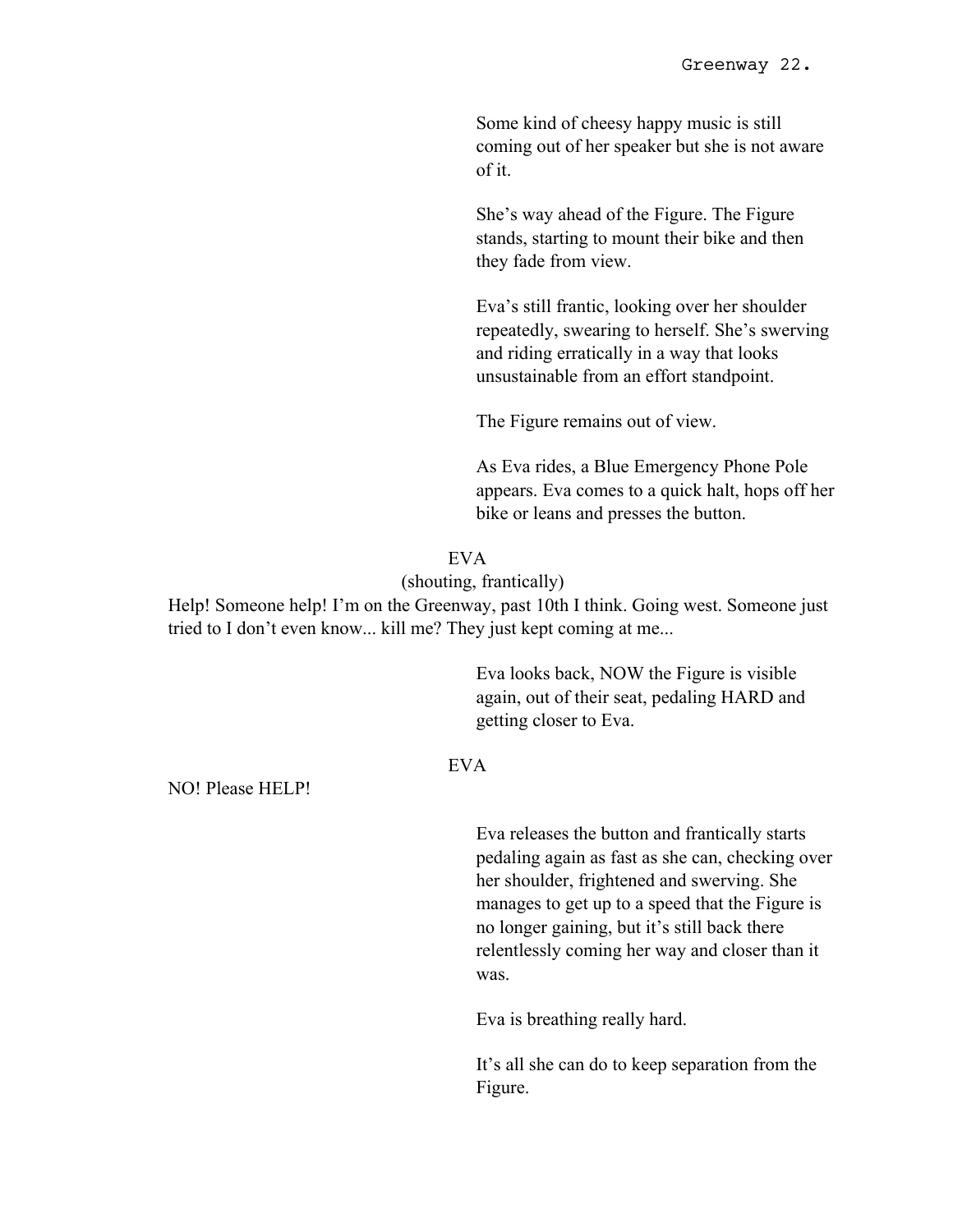Some kind of cheesy happy music is still coming out of her speaker but she is not aware of it.

She's way ahead of the Figure. The Figure stands, starting to mount their bike and then they fade from view.

Eva's still frantic, looking over her shoulder repeatedly, swearing to herself. She's swerving and riding erratically in a way that looks unsustainable from an effort standpoint.

The Figure remains out of view.

As Eva rides, a Blue Emergency Phone Pole appears. Eva comes to a quick halt, hops off her bike or leans and presses the button.

EVA

(shouting, frantically)

Help! Someone help! I'm on the Greenway, past 10th I think. Going west. Someone just tried to I don't even know... kill me? They just kept coming at me...

Eva looks back, NOW the Figure is visible again, out of their seat, pedaling HARD and getting closer to Eva.

EVA

NO! Please HELP!

Eva releases the button and frantically starts pedaling again as fast as she can, checking over her shoulder, frightened and swerving. She manages to get up to a speed that the Figure is no longer gaining, but it's still back there relentlessly coming her way and closer than it was.

Eva is breathing really hard.

It's all she can do to keep separation from the Figure.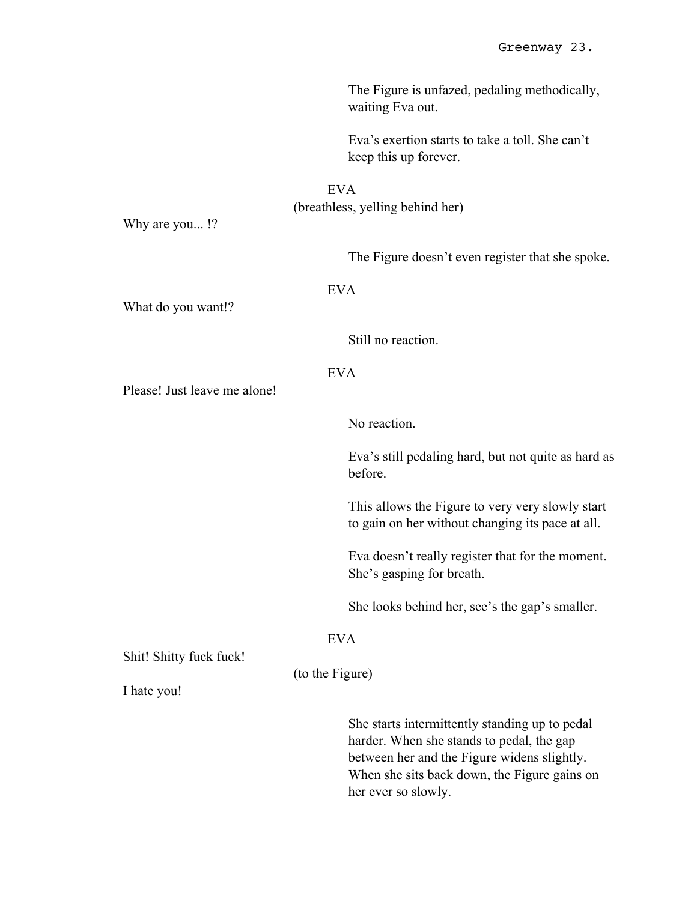The Figure is unfazed, pedaling methodically, waiting Eva out.

Eva's exertion starts to take a toll. She can't keep this up forever.

EVA
(breathless, yelling behind her)
Why are you... !?

The Figure doesn't even register that she spoke.

EVA
What do you want!?

Still no reaction.

EVA
Please! Just leave me alone!

No reaction.

Eva's still pedaling hard, but not quite as hard as before.

This allows the Figure to very very slowly start to gain on her without changing its pace at all.

Eva doesn't really register that for the moment. She's gasping for breath.

She looks behind her, see's the gap's smaller.

EVA
Shit! Shitty fuck fuck!
(to the Figure)
I hate you!

She starts intermittently standing up to pedal harder. When she stands to pedal, the gap between her and the Figure widens slightly. When she sits back down, the Figure gains on her ever so slowly.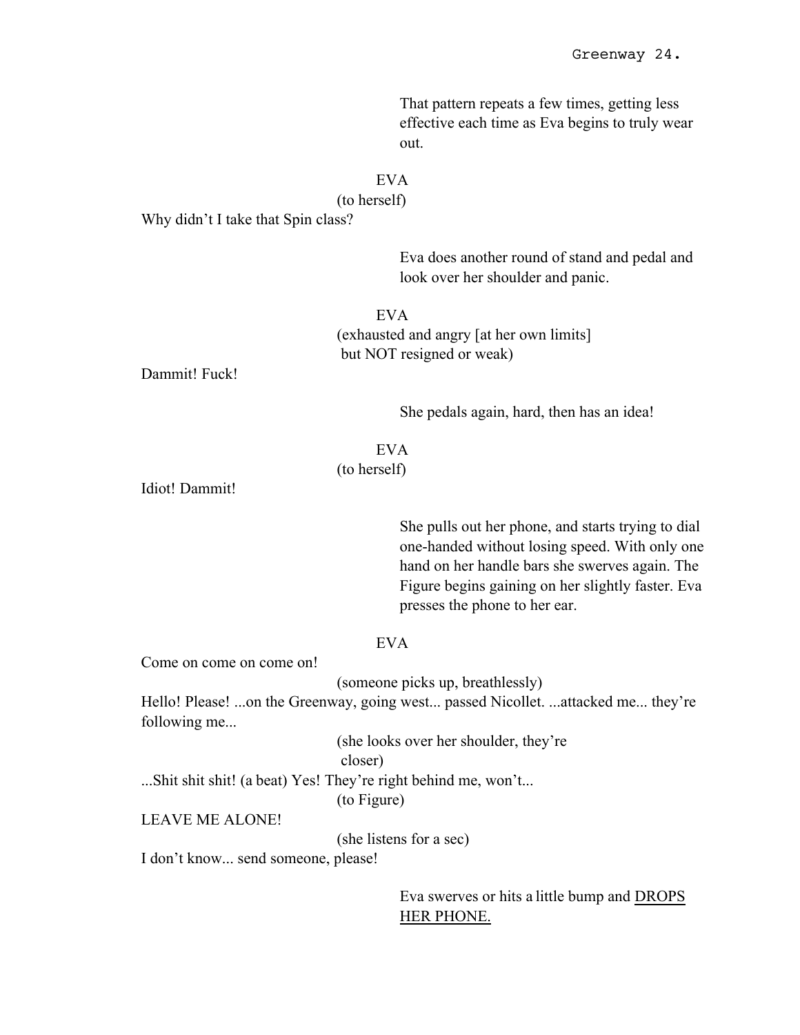That pattern repeats a few times, getting less effective each time as Eva begins to truly wear out.

EVA
(to herself)
Why didn't I take that Spin class?

Eva does another round of stand and pedal and look over her shoulder and panic.

EVA
(exhausted and angry [at her own limits] but NOT resigned or weak)
Dammit! Fuck!

She pedals again, hard, then has an idea!

EVA
(to herself)
Idiot! Dammit!

She pulls out her phone, and starts trying to dial one-handed without losing speed. With only one hand on her handle bars she swerves again. The Figure begins gaining on her slightly faster. Eva presses the phone to her ear.

EVA
Come on come on come on!
(someone picks up, breathlessly)
Hello! Please! ...on the Greenway, going west... passed Nicollet. ...attacked me... they're following me...
(she looks over her shoulder, they're closer)
...Shit shit shit! (a beat) Yes! They're right behind me, won't...
(to Figure)
LEAVE ME ALONE!
(she listens for a sec)
I don't know... send someone, please!

Eva swerves or hits a little bump and <u>DROPS HER PHONE.</u>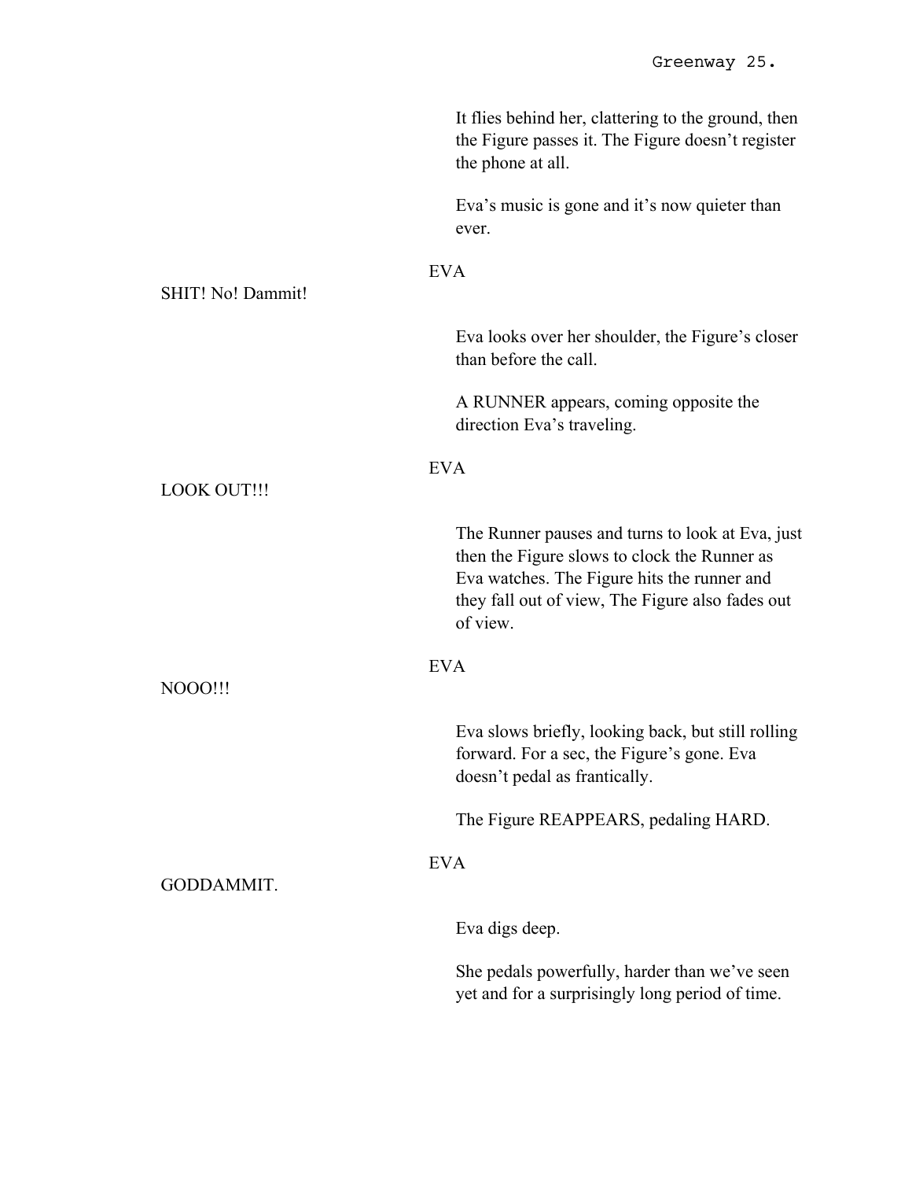It flies behind her, clattering to the ground, then the Figure passes it. The Figure doesn't register the phone at all.

Eva's music is gone and it's now quieter than ever.

EVA

SHIT! No! Dammit!

Eva looks over her shoulder, the Figure's closer than before the call.

A RUNNER appears, coming opposite the direction Eva's traveling.

EVA

LOOK OUT!!!

The Runner pauses and turns to look at Eva, just then the Figure slows to clock the Runner as Eva watches. The Figure hits the runner and they fall out of view, The Figure also fades out of view.

EVA

NOOO!!!

Eva slows briefly, looking back, but still rolling forward. For a sec, the Figure's gone. Eva doesn't pedal as frantically.

The Figure REAPPEARS, pedaling HARD.

EVA

GODDAMMIT.

Eva digs deep.

She pedals powerfully, harder than we've seen yet and for a surprisingly long period of time.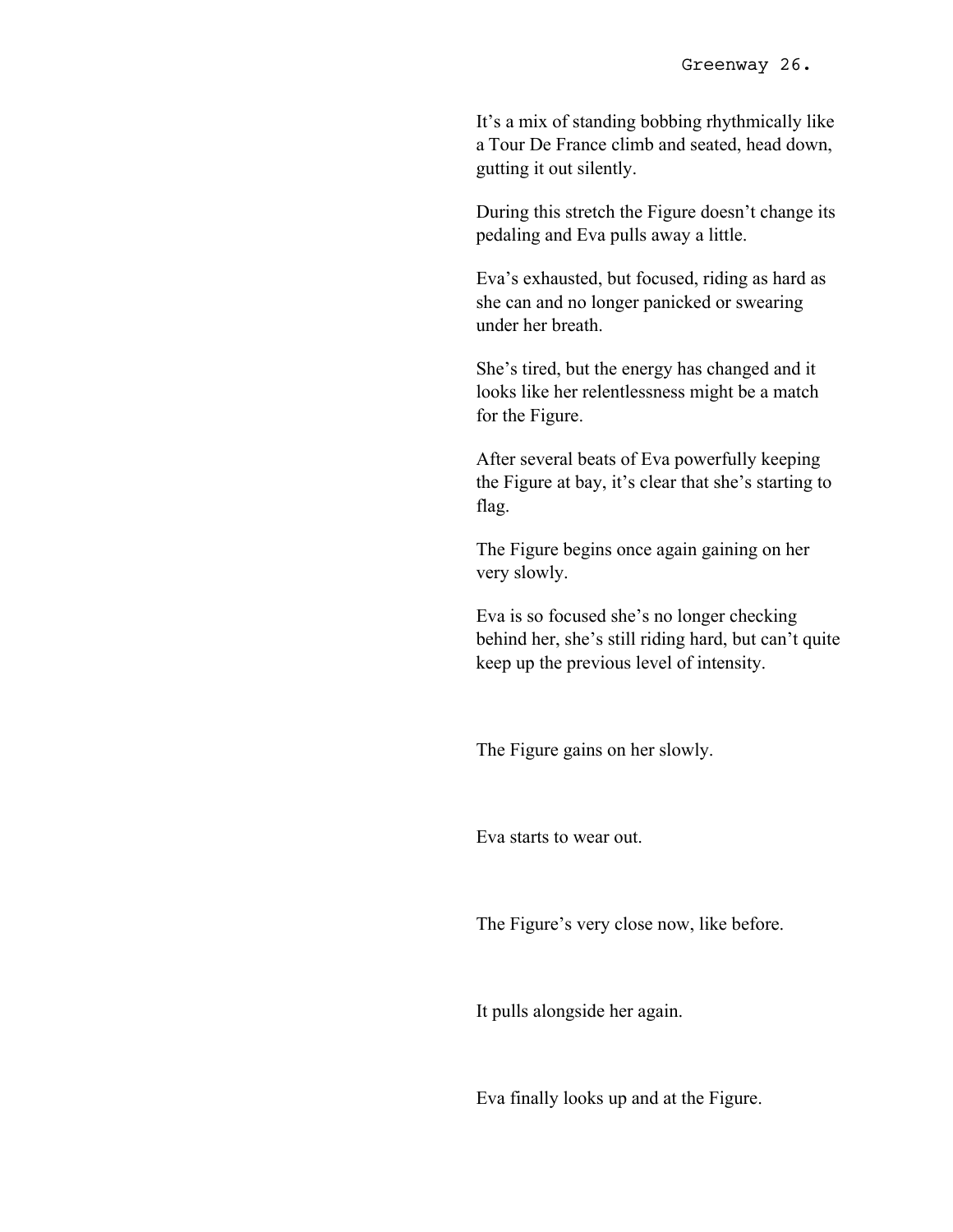It's a mix of standing bobbing rhythmically like a Tour De France climb and seated, head down, gutting it out silently.

During this stretch the Figure doesn't change its pedaling and Eva pulls away a little.

Eva's exhausted, but focused, riding as hard as she can and no longer panicked or swearing under her breath.

She's tired, but the energy has changed and it looks like her relentlessness might be a match for the Figure.

After several beats of Eva powerfully keeping the Figure at bay, it's clear that she's starting to flag.

The Figure begins once again gaining on her very slowly.

Eva is so focused she's no longer checking behind her, she's still riding hard, but can't quite keep up the previous level of intensity.

The Figure gains on her slowly.

Eva starts to wear out.

The Figure's very close now, like before.

It pulls alongside her again.

Eva finally looks up and at the Figure.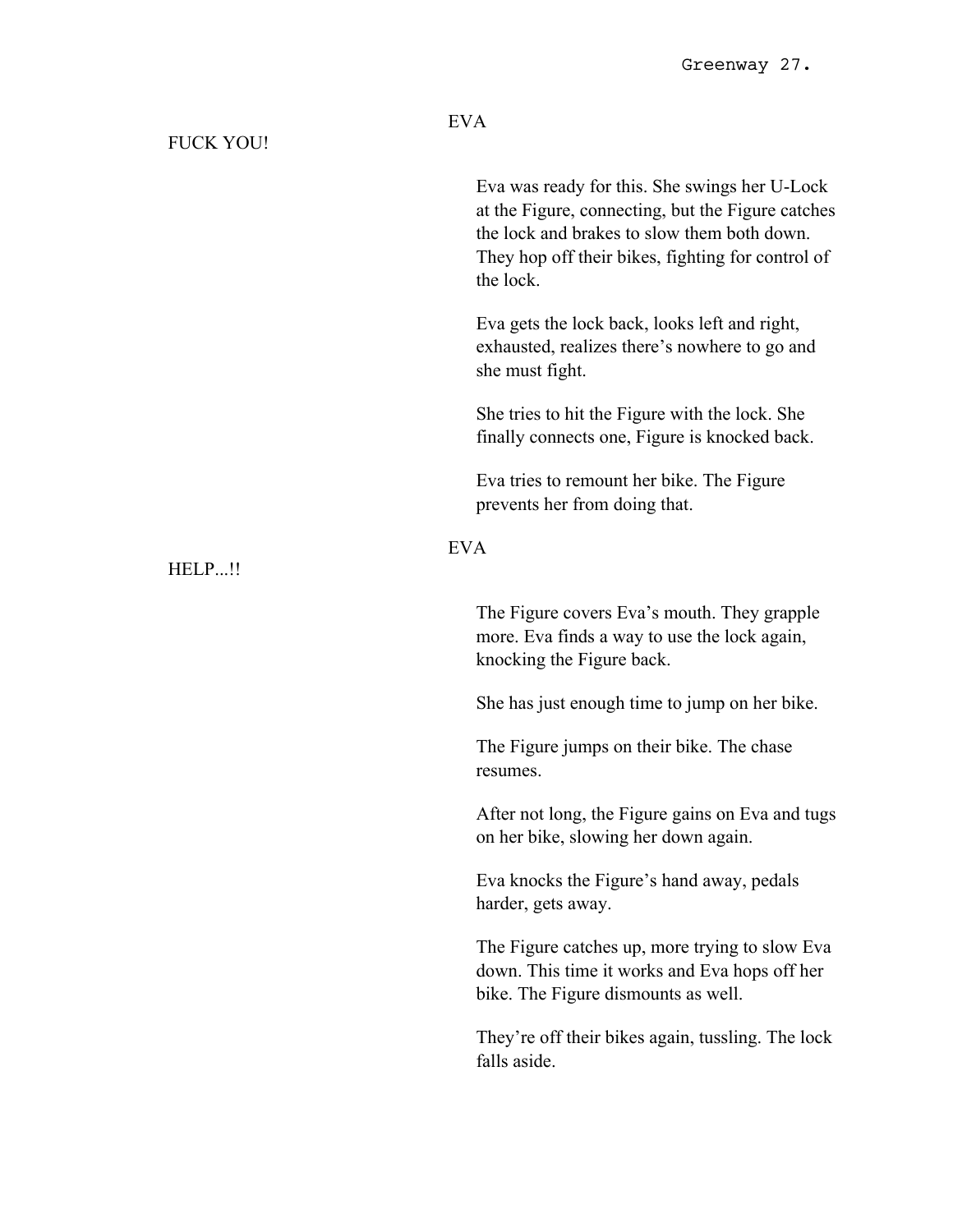EVA

FUCK YOU!

Eva was ready for this. She swings her U-Lock at the Figure, connecting, but the Figure catches the lock and brakes to slow them both down. They hop off their bikes, fighting for control of the lock.

Eva gets the lock back, looks left and right, exhausted, realizes there's nowhere to go and she must fight.

She tries to hit the Figure with the lock. She finally connects one, Figure is knocked back.

Eva tries to remount her bike. The Figure prevents her from doing that.

EVA

HELP...!!

The Figure covers Eva's mouth. They grapple more. Eva finds a way to use the lock again, knocking the Figure back.

She has just enough time to jump on her bike.

The Figure jumps on their bike. The chase resumes.

After not long, the Figure gains on Eva and tugs on her bike, slowing her down again.

Eva knocks the Figure's hand away, pedals harder, gets away.

The Figure catches up, more trying to slow Eva down. This time it works and Eva hops off her bike. The Figure dismounts as well.

They're off their bikes again, tussling. The lock falls aside.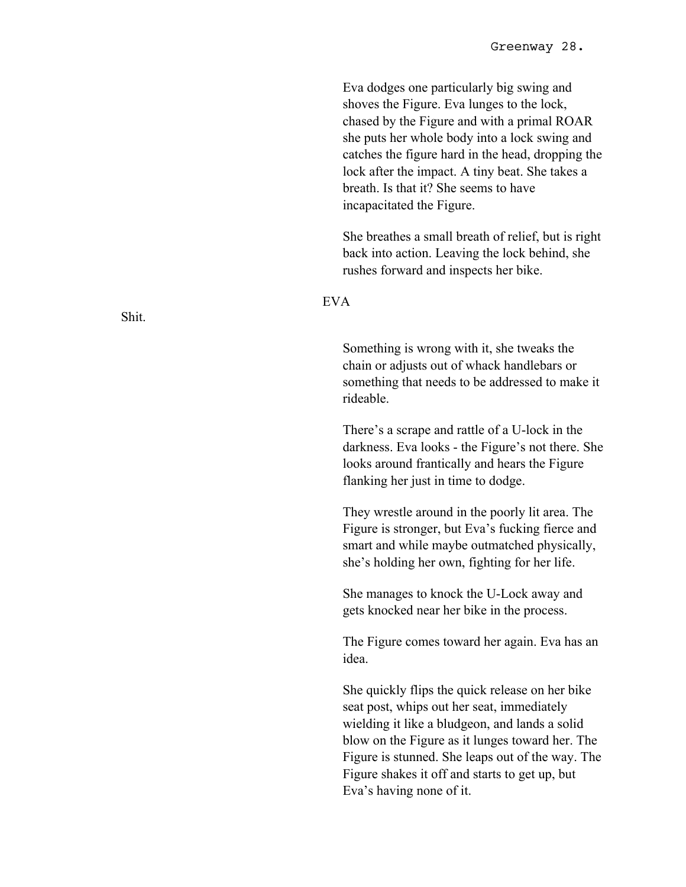Eva dodges one particularly big swing and shoves the Figure. Eva lunges to the lock, chased by the Figure and with a primal ROAR she puts her whole body into a lock swing and catches the figure hard in the head, dropping the lock after the impact. A tiny beat. She takes a breath. Is that it? She seems to have incapacitated the Figure.

She breathes a small breath of relief, but is right back into action. Leaving the lock behind, she rushes forward and inspects her bike.

EVA

Shit.

Something is wrong with it, she tweaks the chain or adjusts out of whack handlebars or something that needs to be addressed to make it rideable.

There's a scrape and rattle of a U-lock in the darkness. Eva looks - the Figure's not there. She looks around frantically and hears the Figure flanking her just in time to dodge.

They wrestle around in the poorly lit area. The Figure is stronger, but Eva's fucking fierce and smart and while maybe outmatched physically, she's holding her own, fighting for her life.

She manages to knock the U-Lock away and gets knocked near her bike in the process.

The Figure comes toward her again. Eva has an idea.

She quickly flips the quick release on her bike seat post, whips out her seat, immediately wielding it like a bludgeon, and lands a solid blow on the Figure as it lunges toward her. The Figure is stunned. She leaps out of the way. The Figure shakes it off and starts to get up, but Eva's having none of it.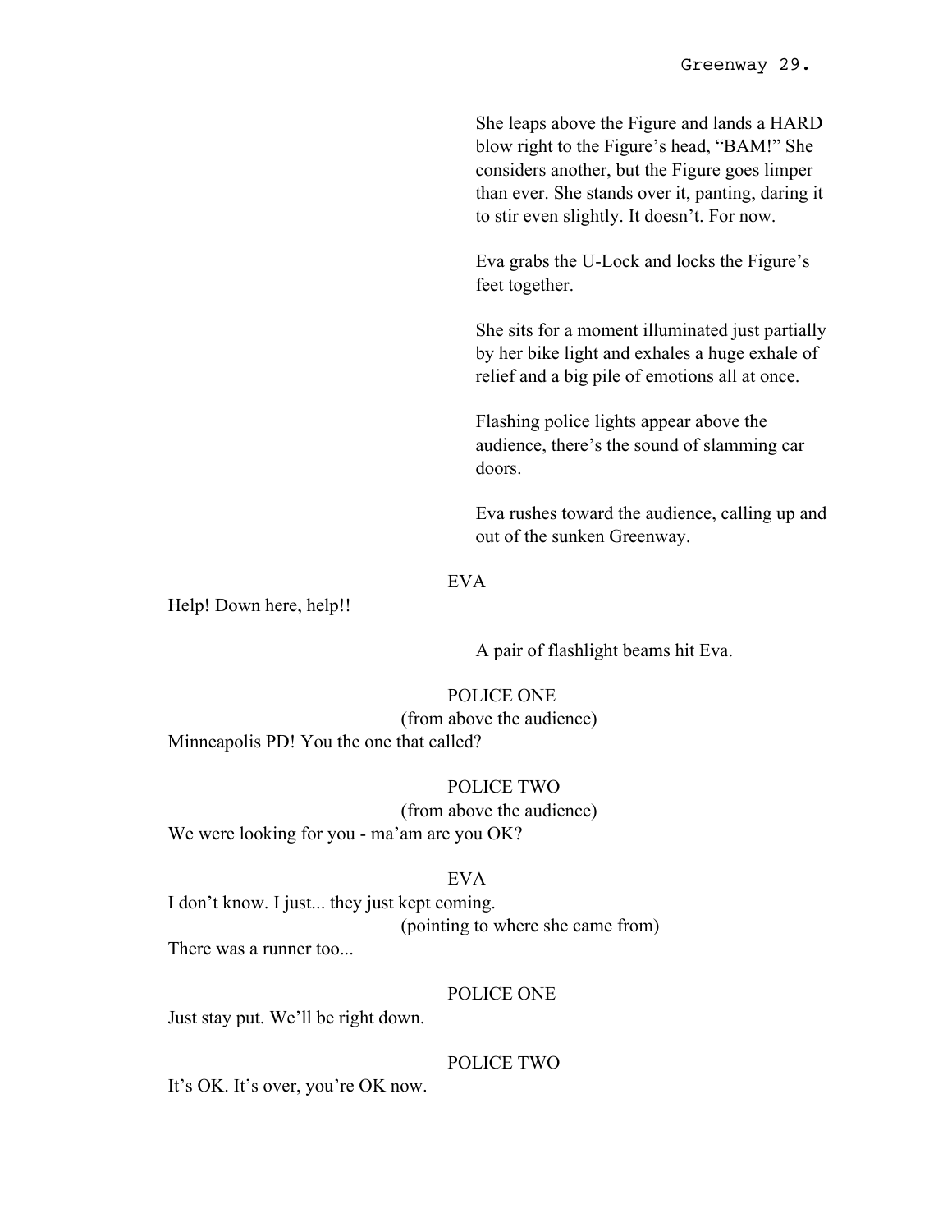She leaps above the Figure and lands a HARD blow right to the Figure's head, "BAM!" She considers another, but the Figure goes limper than ever. She stands over it, panting, daring it to stir even slightly. It doesn't. For now.

Eva grabs the U-Lock and locks the Figure's feet together.

She sits for a moment illuminated just partially by her bike light and exhales a huge exhale of relief and a big pile of emotions all at once.

Flashing police lights appear above the audience, there's the sound of slamming car doors.

Eva rushes toward the audience, calling up and out of the sunken Greenway.

EVA

Help! Down here, help!!

A pair of flashlight beams hit Eva.

POLICE ONE

(from above the audience)

Minneapolis PD! You the one that called?

POLICE TWO

(from above the audience)

We were looking for you - ma'am are you OK?

EVA

I don't know. I just... they just kept coming.

(pointing to where she came from)

There was a runner too...

POLICE ONE

Just stay put. We'll be right down.

POLICE TWO

It's OK. It's over, you're OK now.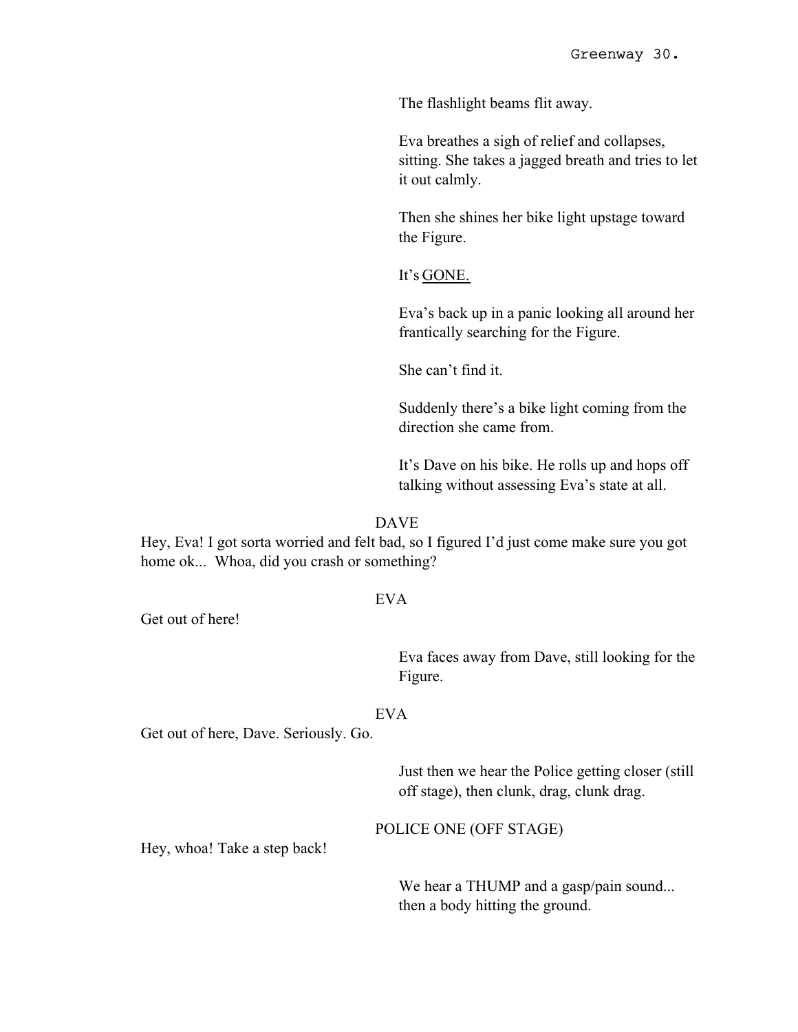The flashlight beams flit away.

Eva breathes a sigh of relief and collapses, sitting. She takes a jagged breath and tries to let it out calmly.

Then she shines her bike light upstage toward the Figure.

It's <u>GONE.</u>

Eva's back up in a panic looking all around her frantically searching for the Figure.

She can't find it.

Suddenly there's a bike light coming from the direction she came from.

It's Dave on his bike. He rolls up and hops off talking without assessing Eva's state at all.

DAVE

Hey, Eva! I got sorta worried and felt bad, so I figured I'd just come make sure you got home ok... Whoa, did you crash or something?

EVA

Get out of here!

Eva faces away from Dave, still looking for the Figure.

EVA

Get out of here, Dave. Seriously. Go.

Just then we hear the Police getting closer (still off stage), then clunk, drag, clunk drag.

POLICE ONE (OFF STAGE)

Hey, whoa! Take a step back!

We hear a THUMP and a gasp/pain sound... then a body hitting the ground.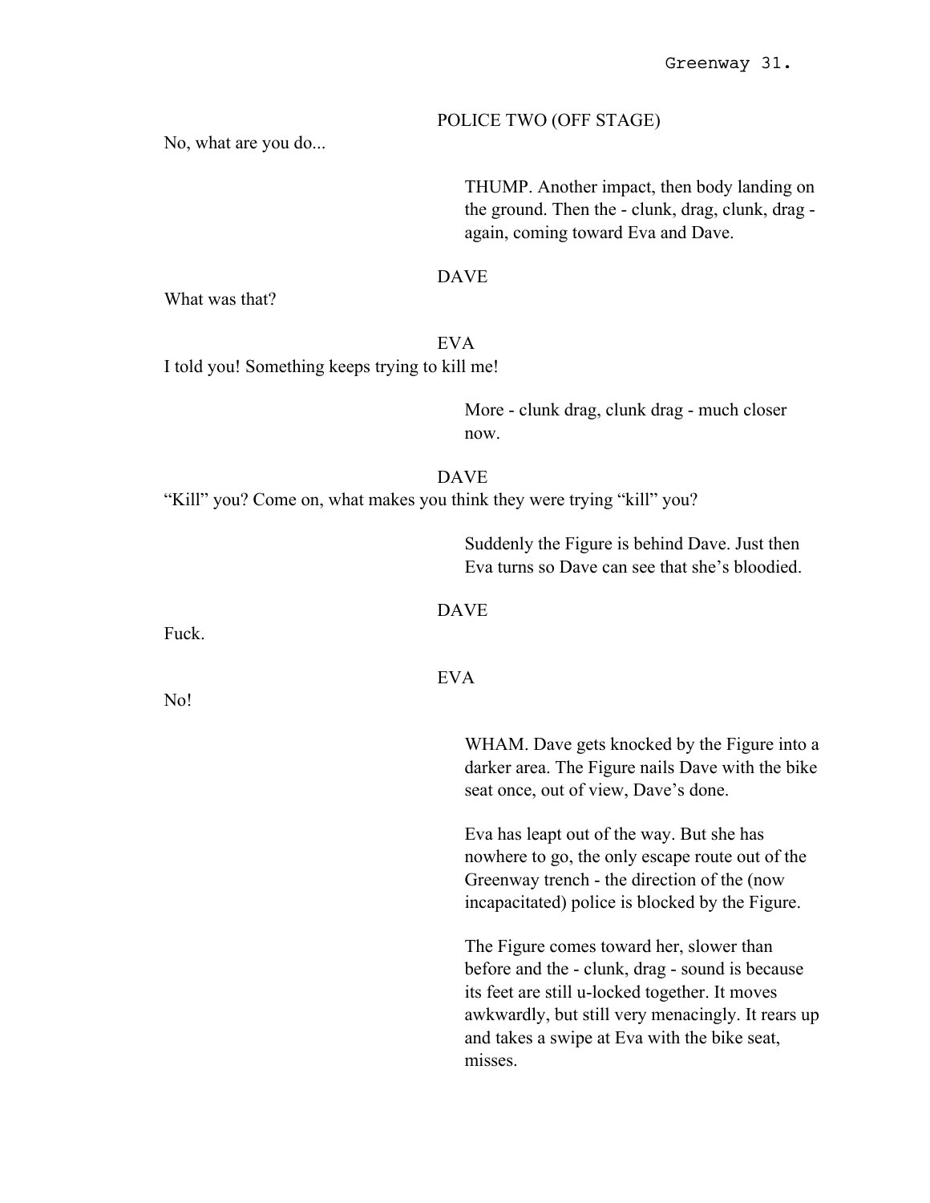POLICE TWO (OFF STAGE)

No, what are you do...

THUMP. Another impact, then body landing on the ground. Then the - clunk, drag, clunk, drag - again, coming toward Eva and Dave.

DAVE

What was that?

EVA

I told you! Something keeps trying to kill me!

More - clunk drag, clunk drag - much closer now.

DAVE

"Kill" you? Come on, what makes you think they were trying "kill" you?

Suddenly the Figure is behind Dave. Just then Eva turns so Dave can see that she's bloodied.

DAVE

Fuck.

EVA

No!

WHAM. Dave gets knocked by the Figure into a darker area. The Figure nails Dave with the bike seat once, out of view, Dave's done.

Eva has leapt out of the way. But she has nowhere to go, the only escape route out of the Greenway trench - the direction of the (now incapacitated) police is blocked by the Figure.

The Figure comes toward her, slower than before and the - clunk, drag - sound is because its feet are still u-locked together. It moves awkwardly, but still very menacingly. It rears up and takes a swipe at Eva with the bike seat, misses.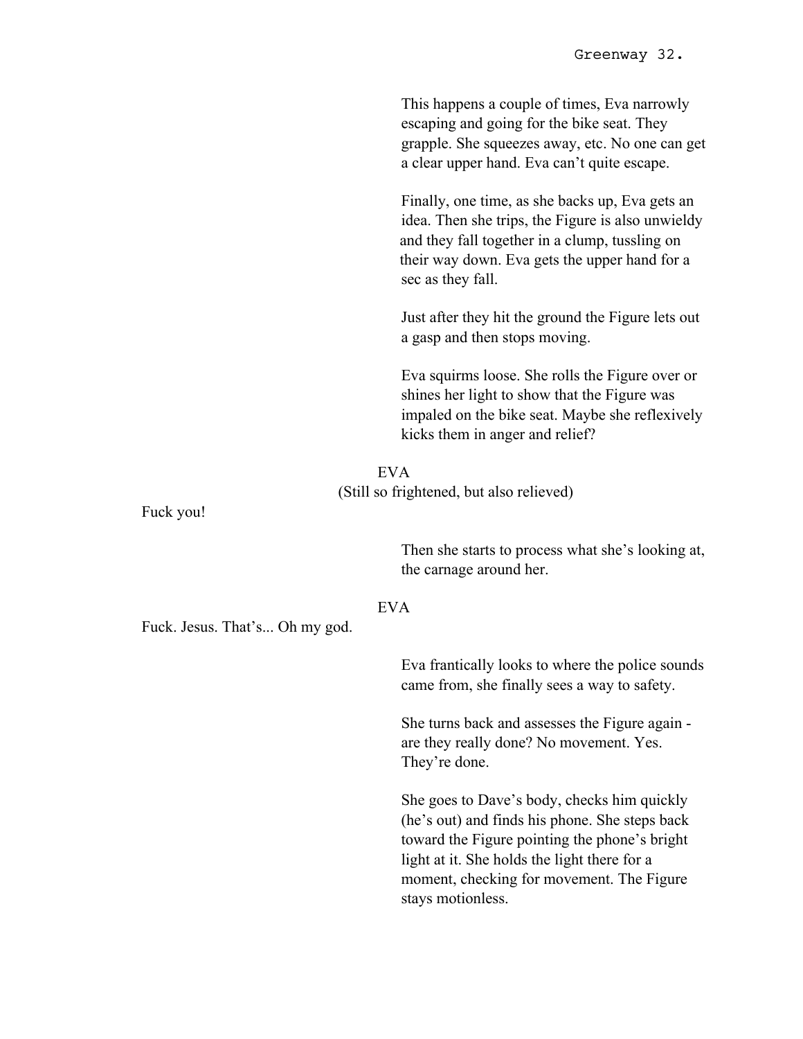This happens a couple of times, Eva narrowly escaping and going for the bike seat. They grapple. She squeezes away, etc. No one can get a clear upper hand. Eva can't quite escape.

Finally, one time, as she backs up, Eva gets an idea. Then she trips, the Figure is also unwieldy and they fall together in a clump, tussling on their way down. Eva gets the upper hand for a sec as they fall.

Just after they hit the ground the Figure lets out a gasp and then stops moving.

Eva squirms loose. She rolls the Figure over or shines her light to show that the Figure was impaled on the bike seat. Maybe she reflexively kicks them in anger and relief?

EVA
(Still so frightened, but also relieved)

Fuck you!

Then she starts to process what she's looking at, the carnage around her.

EVA

Fuck. Jesus. That's... Oh my god.

Eva frantically looks to where the police sounds came from, she finally sees a way to safety.

She turns back and assesses the Figure again - are they really done? No movement. Yes. They're done.

She goes to Dave's body, checks him quickly (he's out) and finds his phone. She steps back toward the Figure pointing the phone's bright light at it. She holds the light there for a moment, checking for movement. The Figure stays motionless.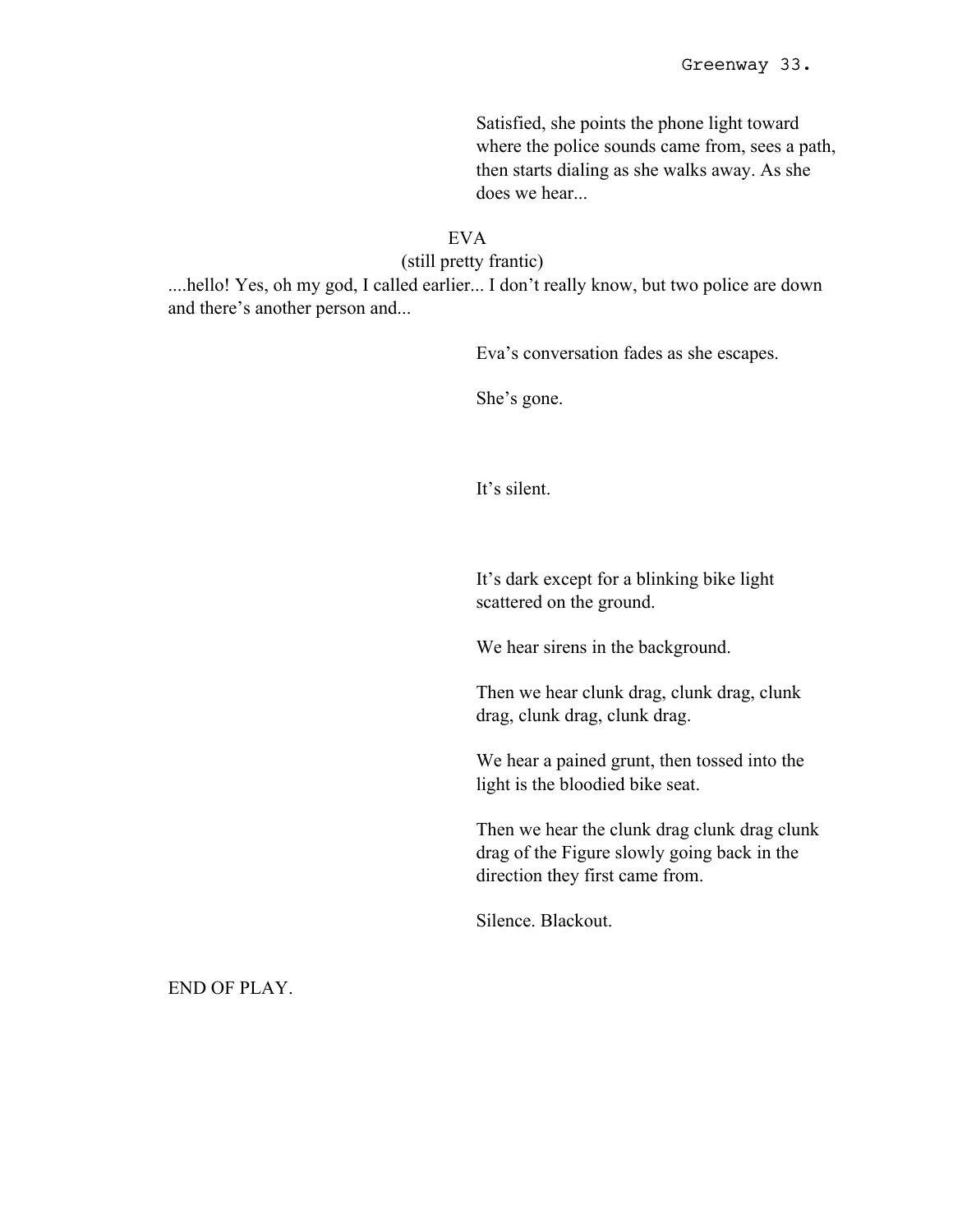Satisfied, she points the phone light toward where the police sounds came from, sees a path, then starts dialing as she walks away. As she does we hear...

EVA
(still pretty frantic)

....hello! Yes, oh my god, I called earlier... I don't really know, but two police are down and there's another person and...

Eva's conversation fades as she escapes.

She's gone.

It's silent.

It's dark except for a blinking bike light scattered on the ground.

We hear sirens in the background.

Then we hear clunk drag, clunk drag, clunk drag, clunk drag, clunk drag.

We hear a pained grunt, then tossed into the light is the bloodied bike seat.

Then we hear the clunk drag clunk drag clunk drag of the Figure slowly going back in the direction they first came from.

Silence. Blackout.

END OF PLAY.